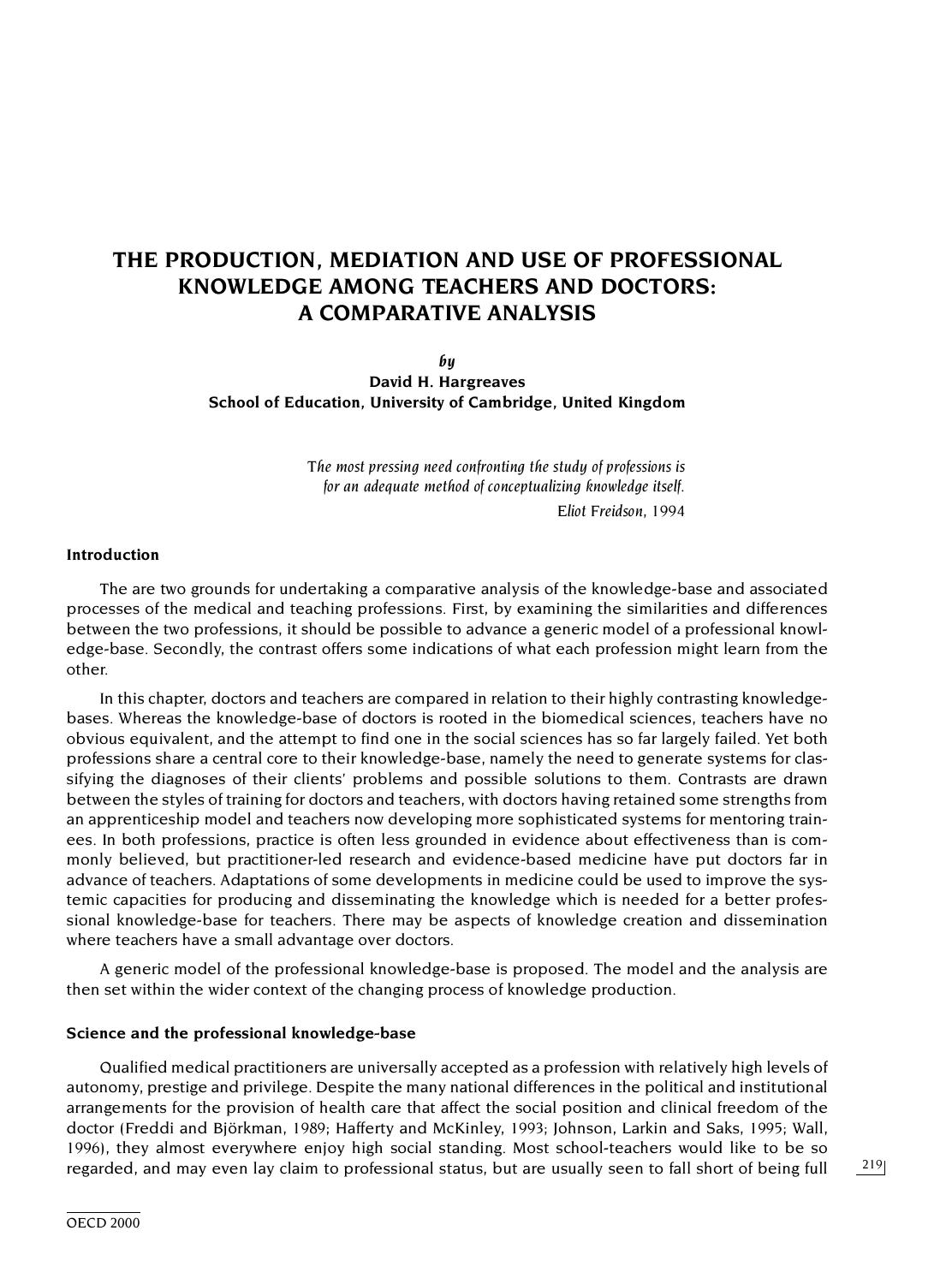# THE PRODUCTION, MEDIATION AND USE OF PROFESSIONAL KNOWLEDGE AMONG TEACHERS AND DOCTORS: A COMPARATIVE ANALYSIS

*by*

**David H. Hargreaves**
**School of Education, University of Cambridge, United Kingdom**

> *The most pressing need confronting the study of professions is for an adequate method of conceptualizing knowledge itself.*
>
> Eliot Freidson, 1994

### Introduction

The are two grounds for undertaking a comparative analysis of the knowledge-base and associated processes of the medical and teaching professions. First, by examining the similarities and differences between the two professions, it should be possible to advance a generic model of a professional knowledge-base. Secondly, the contrast offers some indications of what each profession might learn from the other.

In this chapter, doctors and teachers are compared in relation to their highly contrasting knowledge-bases. Whereas the knowledge-base of doctors is rooted in the biomedical sciences, teachers have no obvious equivalent, and the attempt to find one in the social sciences has so far largely failed. Yet both professions share a central core to their knowledge-base, namely the need to generate systems for classifying the diagnoses of their clients' problems and possible solutions to them. Contrasts are drawn between the styles of training for doctors and teachers, with doctors having retained some strengths from an apprenticeship model and teachers now developing more sophisticated systems for mentoring trainees. In both professions, practice is often less grounded in evidence about effectiveness than is commonly believed, but practitioner-led research and evidence-based medicine have put doctors far in advance of teachers. Adaptations of some developments in medicine could be used to improve the systemic capacities for producing and disseminating the knowledge which is needed for a better professional knowledge-base for teachers. There may be aspects of knowledge creation and dissemination where teachers have a small advantage over doctors.

A generic model of the professional knowledge-base is proposed. The model and the analysis are then set within the wider context of the changing process of knowledge production.

### Science and the professional knowledge-base

Qualified medical practitioners are universally accepted as a profession with relatively high levels of autonomy, prestige and privilege. Despite the many national differences in the political and institutional arrangements for the provision of health care that affect the social position and clinical freedom of the doctor (Freddi and Björkman, 1989; Hafferty and McKinley, 1993; Johnson, Larkin and Saks, 1995; Wall, 1996), they almost everywhere enjoy high social standing. Most school-teachers would like to be so regarded, and may even lay claim to professional status, but are usually seen to fall short of being full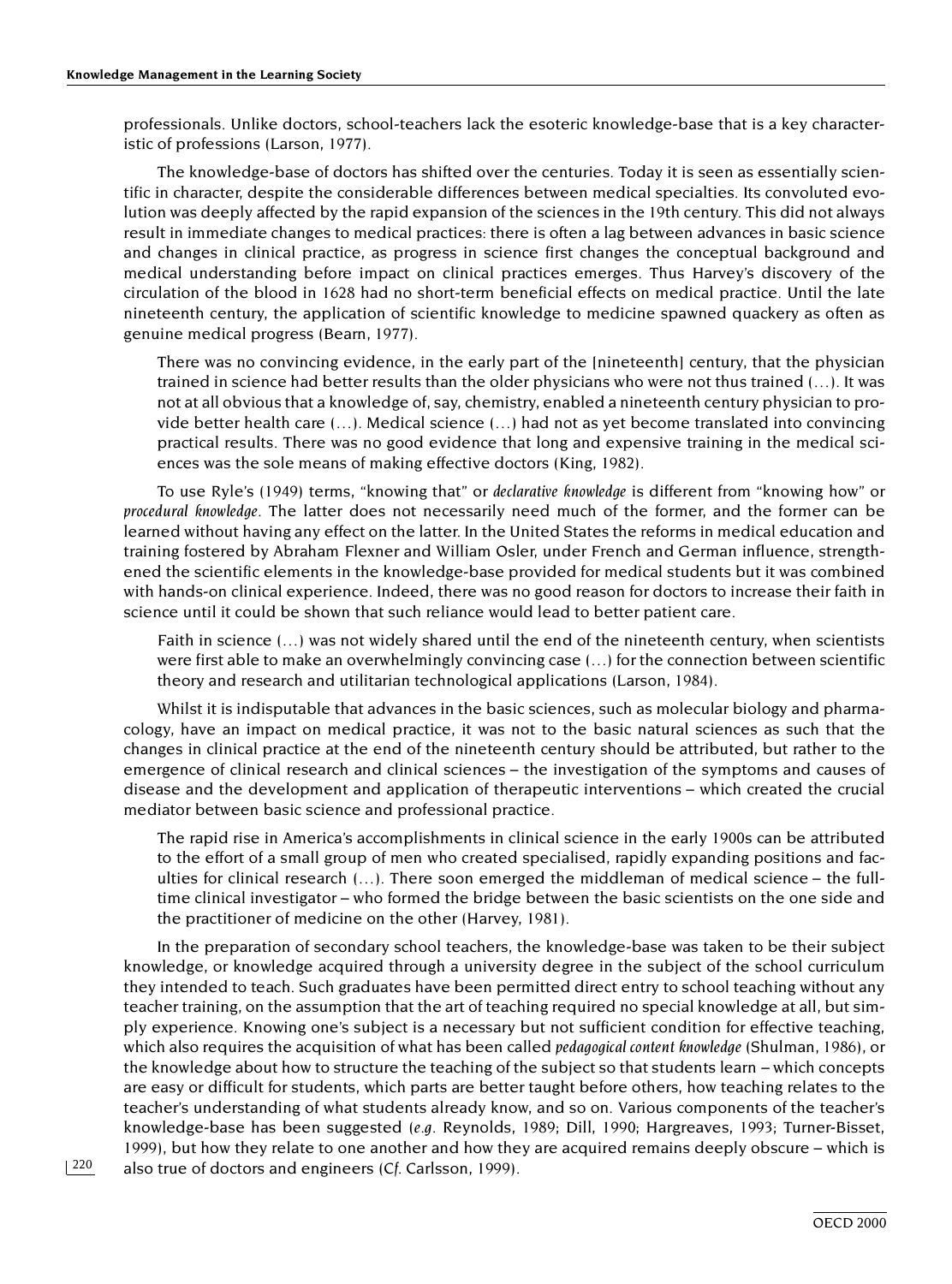professionals. Unlike doctors, school-teachers lack the esoteric knowledge-base that is a key characteristic of professions (Larson, 1977).

The knowledge-base of doctors has shifted over the centuries. Today it is seen as essentially scientific in character, despite the considerable differences between medical specialties. Its convoluted evolution was deeply affected by the rapid expansion of the sciences in the 19th century. This did not always result in immediate changes to medical practices: there is often a lag between advances in basic science and changes in clinical practice, as progress in science first changes the conceptual background and medical understanding before impact on clinical practices emerges. Thus Harvey's discovery of the circulation of the blood in 1628 had no short-term beneficial effects on medical practice. Until the late nineteenth century, the application of scientific knowledge to medicine spawned quackery as often as genuine medical progress (Bearn, 1977).

> There was no convincing evidence, in the early part of the [nineteenth] century, that the physician trained in science had better results than the older physicians who were not thus trained (…). It was not at all obvious that a knowledge of, say, chemistry, enabled a nineteenth century physician to provide better health care (…). Medical science (…) had not as yet become translated into convincing practical results. There was no good evidence that long and expensive training in the medical sciences was the sole means of making effective doctors (King, 1982).

To use Ryle's (1949) terms, "knowing that" or *declarative knowledge* is different from "knowing how" or *procedural knowledge*. The latter does not necessarily need much of the former, and the former can be learned without having any effect on the latter. In the United States the reforms in medical education and training fostered by Abraham Flexner and William Osler, under French and German influence, strengthened the scientific elements in the knowledge-base provided for medical students but it was combined with hands-on clinical experience. Indeed, there was no good reason for doctors to increase their faith in science until it could be shown that such reliance would lead to better patient care.

> Faith in science (…) was not widely shared until the end of the nineteenth century, when scientists were first able to make an overwhelmingly convincing case (…) for the connection between scientific theory and research and utilitarian technological applications (Larson, 1984).

Whilst it is indisputable that advances in the basic sciences, such as molecular biology and pharmacology, have an impact on medical practice, it was not to the basic natural sciences as such that the changes in clinical practice at the end of the nineteenth century should be attributed, but rather to the emergence of clinical research and clinical sciences – the investigation of the symptoms and causes of disease and the development and application of therapeutic interventions – which created the crucial mediator between basic science and professional practice.

> The rapid rise in America's accomplishments in clinical science in the early 1900s can be attributed to the effort of a small group of men who created specialised, rapidly expanding positions and faculties for clinical research (…). There soon emerged the middleman of medical science – the full-time clinical investigator – who formed the bridge between the basic scientists on the one side and the practitioner of medicine on the other (Harvey, 1981).

In the preparation of secondary school teachers, the knowledge-base was taken to be their subject knowledge, or knowledge acquired through a university degree in the subject of the school curriculum they intended to teach. Such graduates have been permitted direct entry to school teaching without any teacher training, on the assumption that the art of teaching required no special knowledge at all, but simply experience. Knowing one's subject is a necessary but not sufficient condition for effective teaching, which also requires the acquisition of what has been called *pedagogical content knowledge* (Shulman, 1986), or the knowledge about how to structure the teaching of the subject so that students learn – which concepts are easy or difficult for students, which parts are better taught before others, how teaching relates to the teacher's understanding of what students already know, and so on. Various components of the teacher's knowledge-base has been suggested (*e.g.* Reynolds, 1989; Dill, 1990; Hargreaves, 1993; Turner-Bisset, 1999), but how they relate to one another and how they are acquired remains deeply obscure – which is also true of doctors and engineers (C*f.* Carlsson, 1999).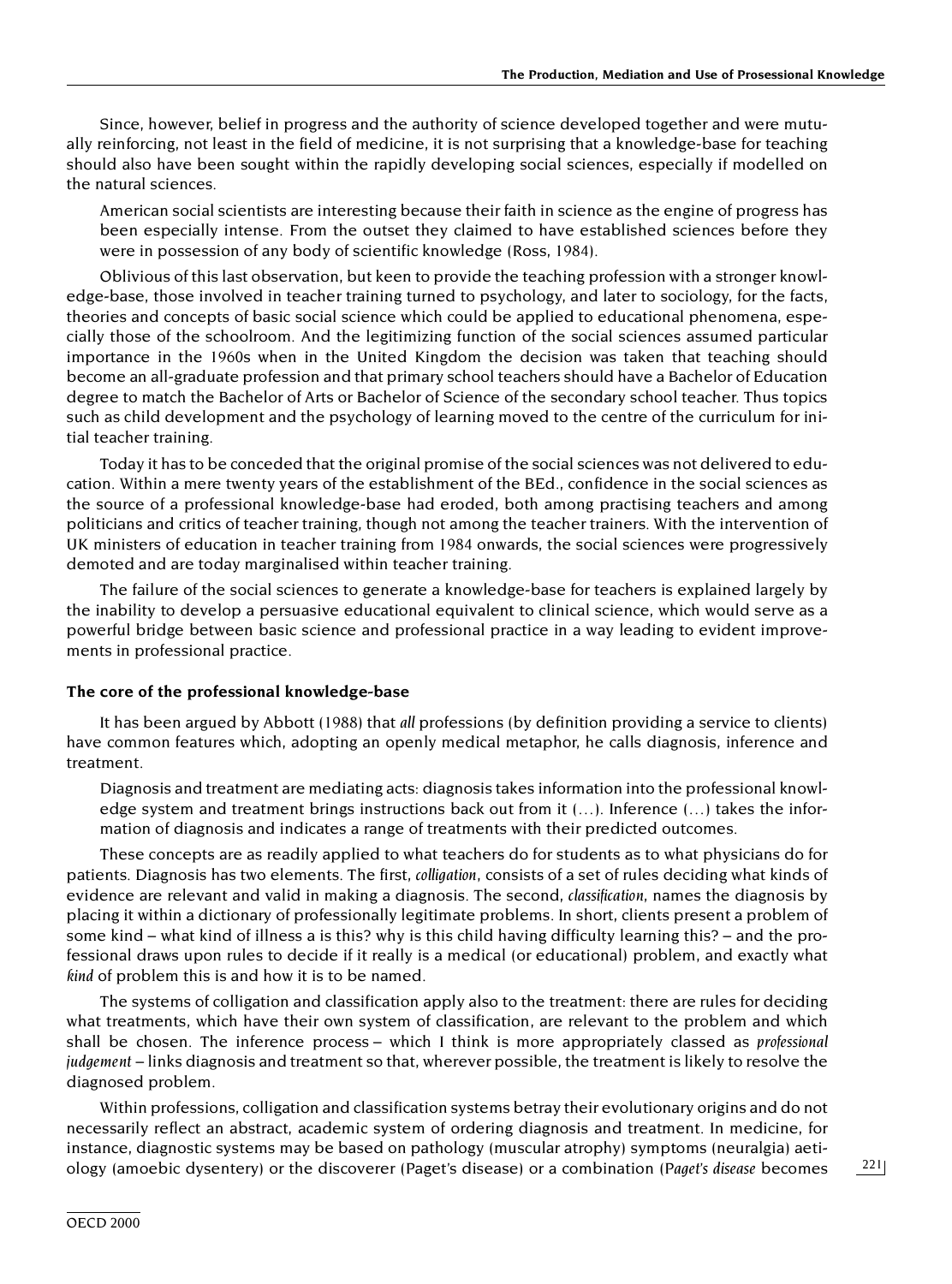Since, however, belief in progress and the authority of science developed together and were mutually reinforcing, not least in the field of medicine, it is not surprising that a knowledge-base for teaching should also have been sought within the rapidly developing social sciences, especially if modelled on the natural sciences.

> American social scientists are interesting because their faith in science as the engine of progress has been especially intense. From the outset they claimed to have established sciences before they were in possession of any body of scientific knowledge (Ross, 1984).

Oblivious of this last observation, but keen to provide the teaching profession with a stronger knowledge-base, those involved in teacher training turned to psychology, and later to sociology, for the facts, theories and concepts of basic social science which could be applied to educational phenomena, especially those of the schoolroom. And the legitimizing function of the social sciences assumed particular importance in the 1960s when in the United Kingdom the decision was taken that teaching should become an all-graduate profession and that primary school teachers should have a Bachelor of Education degree to match the Bachelor of Arts or Bachelor of Science of the secondary school teacher. Thus topics such as child development and the psychology of learning moved to the centre of the curriculum for initial teacher training.

Today it has to be conceded that the original promise of the social sciences was not delivered to education. Within a mere twenty years of the establishment of the BEd., confidence in the social sciences as the source of a professional knowledge-base had eroded, both among practising teachers and among politicians and critics of teacher training, though not among the teacher trainers. With the intervention of UK ministers of education in teacher training from 1984 onwards, the social sciences were progressively demoted and are today marginalised within teacher training.

The failure of the social sciences to generate a knowledge-base for teachers is explained largely by the inability to develop a persuasive educational equivalent to clinical science, which would serve as a powerful bridge between basic science and professional practice in a way leading to evident improvements in professional practice.

### The core of the professional knowledge-base

It has been argued by Abbott (1988) that *all* professions (by definition providing a service to clients) have common features which, adopting an openly medical metaphor, he calls diagnosis, inference and treatment.

> Diagnosis and treatment are mediating acts: diagnosis takes information into the professional knowledge system and treatment brings instructions back out from it (…). Inference (…) takes the information of diagnosis and indicates a range of treatments with their predicted outcomes.

These concepts are as readily applied to what teachers do for students as to what physicians do for patients. Diagnosis has two elements. The first, *colligation*, consists of a set of rules deciding what kinds of evidence are relevant and valid in making a diagnosis. The second, *classification*, names the diagnosis by placing it within a dictionary of professionally legitimate problems. In short, clients present a problem of some kind – what kind of illness a is this? why is this child having difficulty learning this? – and the professional draws upon rules to decide if it really is a medical (or educational) problem, and exactly what *kind* of problem this is and how it is to be named.

The systems of colligation and classification apply also to the treatment: there are rules for deciding what treatments, which have their own system of classification, are relevant to the problem and which shall be chosen. The inference process – which I think is more appropriately classed as *professional judgement* – links diagnosis and treatment so that, wherever possible, the treatment is likely to resolve the diagnosed problem.

Within professions, colligation and classification systems betray their evolutionary origins and do not necessarily reflect an abstract, academic system of ordering diagnosis and treatment. In medicine, for instance, diagnostic systems may be based on pathology (muscular atrophy) symptoms (neuralgia) aetiology (amoebic dysentery) or the discoverer (Paget's disease) or a combination (*Paget's disease* becomes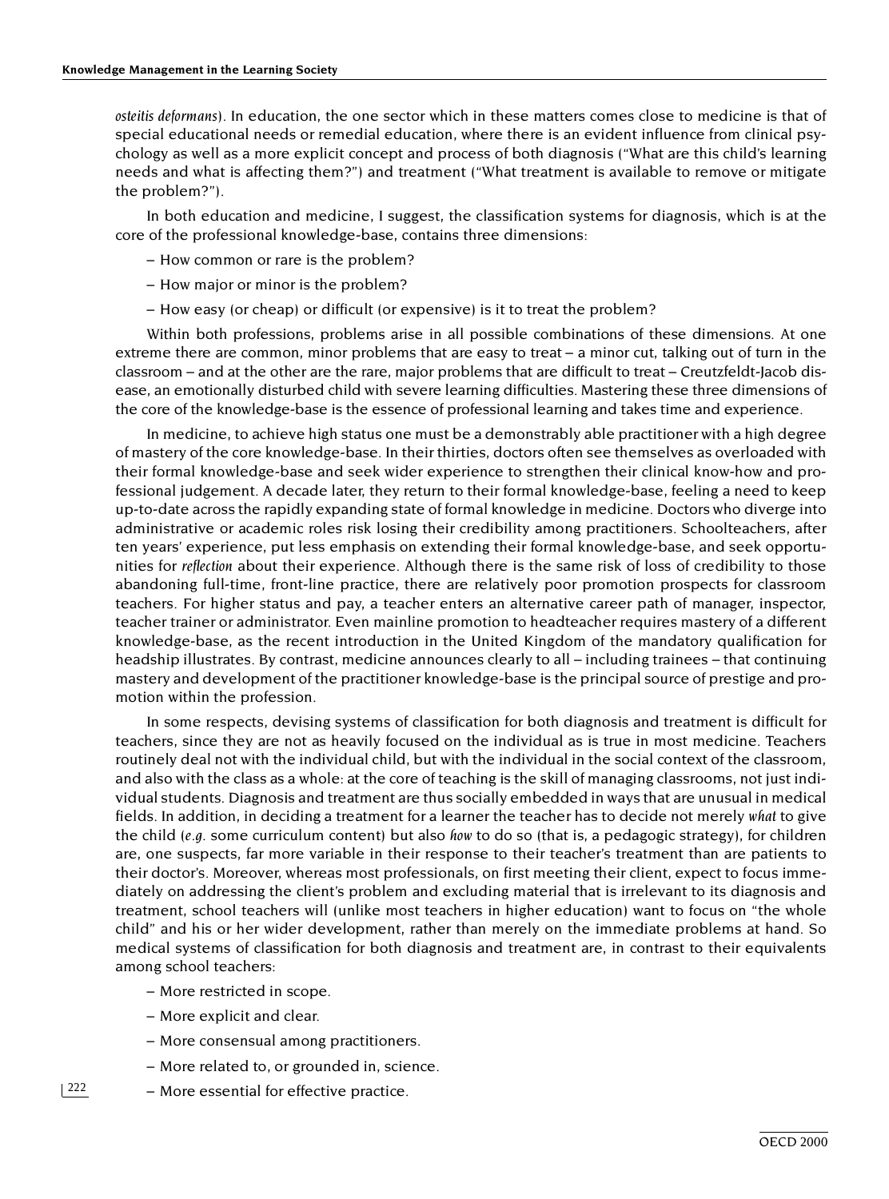*osteitis deformans*). In education, the one sector which in these matters comes close to medicine is that of special educational needs or remedial education, where there is an evident influence from clinical psychology as well as a more explicit concept and process of both diagnosis ("What are this child's learning needs and what is affecting them?") and treatment ("What treatment is available to remove or mitigate the problem?").

In both education and medicine, I suggest, the classification systems for diagnosis, which is at the core of the professional knowledge-base, contains three dimensions:

- How common or rare is the problem?
- How major or minor is the problem?
- How easy (or cheap) or difficult (or expensive) is it to treat the problem?

Within both professions, problems arise in all possible combinations of these dimensions. At one extreme there are common, minor problems that are easy to treat – a minor cut, talking out of turn in the classroom – and at the other are the rare, major problems that are difficult to treat – Creutzfeldt-Jacob disease, an emotionally disturbed child with severe learning difficulties. Mastering these three dimensions of the core of the knowledge-base is the essence of professional learning and takes time and experience.

In medicine, to achieve high status one must be a demonstrably able practitioner with a high degree of mastery of the core knowledge-base. In their thirties, doctors often see themselves as overloaded with their formal knowledge-base and seek wider experience to strengthen their clinical know-how and professional judgement. A decade later, they return to their formal knowledge-base, feeling a need to keep up-to-date across the rapidly expanding state of formal knowledge in medicine. Doctors who diverge into administrative or academic roles risk losing their credibility among practitioners. Schoolteachers, after ten years' experience, put less emphasis on extending their formal knowledge-base, and seek opportunities for *reflection* about their experience. Although there is the same risk of loss of credibility to those abandoning full-time, front-line practice, there are relatively poor promotion prospects for classroom teachers. For higher status and pay, a teacher enters an alternative career path of manager, inspector, teacher trainer or administrator. Even mainline promotion to headteacher requires mastery of a different knowledge-base, as the recent introduction in the United Kingdom of the mandatory qualification for headship illustrates. By contrast, medicine announces clearly to all – including trainees – that continuing mastery and development of the practitioner knowledge-base is the principal source of prestige and promotion within the profession.

In some respects, devising systems of classification for both diagnosis and treatment is difficult for teachers, since they are not as heavily focused on the individual as is true in most medicine. Teachers routinely deal not with the individual child, but with the individual in the social context of the classroom, and also with the class as a whole: at the core of teaching is the skill of managing classrooms, not just individual students. Diagnosis and treatment are thus socially embedded in ways that are unusual in medical fields. In addition, in deciding a treatment for a learner the teacher has to decide not merely *what* to give the child (*e.g.* some curriculum content) but also *how* to do so (that is, a pedagogic strategy), for children are, one suspects, far more variable in their response to their teacher's treatment than are patients to their doctor's. Moreover, whereas most professionals, on first meeting their client, expect to focus immediately on addressing the client's problem and excluding material that is irrelevant to its diagnosis and treatment, school teachers will (unlike most teachers in higher education) want to focus on "the whole child" and his or her wider development, rather than merely on the immediate problems at hand. So medical systems of classification for both diagnosis and treatment are, in contrast to their equivalents among school teachers:

- More restricted in scope.
- More explicit and clear.
- More consensual among practitioners.
- More related to, or grounded in, science.
- More essential for effective practice.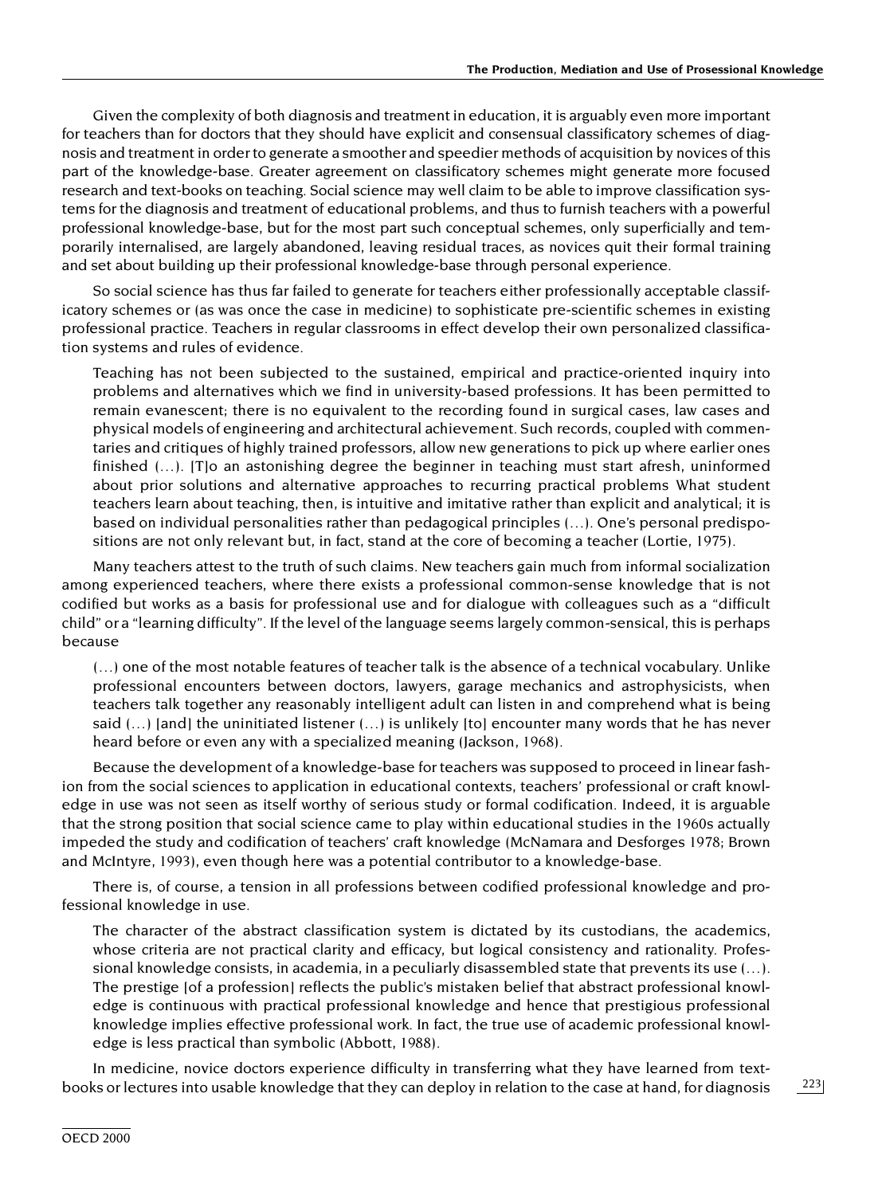Given the complexity of both diagnosis and treatment in education, it is arguably even more important for teachers than for doctors that they should have explicit and consensual classificatory schemes of diagnosis and treatment in order to generate a smoother and speedier methods of acquisition by novices of this part of the knowledge-base. Greater agreement on classificatory schemes might generate more focused research and text-books on teaching. Social science may well claim to be able to improve classification systems for the diagnosis and treatment of educational problems, and thus to furnish teachers with a powerful professional knowledge-base, but for the most part such conceptual schemes, only superficially and temporarily internalised, are largely abandoned, leaving residual traces, as novices quit their formal training and set about building up their professional knowledge-base through personal experience.

So social science has thus far failed to generate for teachers either professionally acceptable classificatory schemes or (as was once the case in medicine) to sophisticate pre-scientific schemes in existing professional practice. Teachers in regular classrooms in effect develop their own personalized classification systems and rules of evidence.

> Teaching has not been subjected to the sustained, empirical and practice-oriented inquiry into problems and alternatives which we find in university-based professions. It has been permitted to remain evanescent; there is no equivalent to the recording found in surgical cases, law cases and physical models of engineering and architectural achievement. Such records, coupled with commentaries and critiques of highly trained professors, allow new generations to pick up where earlier ones finished (…). [T]o an astonishing degree the beginner in teaching must start afresh, uninformed about prior solutions and alternative approaches to recurring practical problems What student teachers learn about teaching, then, is intuitive and imitative rather than explicit and analytical; it is based on individual personalities rather than pedagogical principles (…). One's personal predispositions are not only relevant but, in fact, stand at the core of becoming a teacher (Lortie, 1975).

Many teachers attest to the truth of such claims. New teachers gain much from informal socialization among experienced teachers, where there exists a professional common-sense knowledge that is not codified but works as a basis for professional use and for dialogue with colleagues such as a "difficult child" or a "learning difficulty". If the level of the language seems largely common-sensical, this is perhaps because

> (…) one of the most notable features of teacher talk is the absence of a technical vocabulary. Unlike professional encounters between doctors, lawyers, garage mechanics and astrophysicists, when teachers talk together any reasonably intelligent adult can listen in and comprehend what is being said (…) [and] the uninitiated listener (…) is unlikely [to] encounter many words that he has never heard before or even any with a specialized meaning (Jackson, 1968).

Because the development of a knowledge-base for teachers was supposed to proceed in linear fashion from the social sciences to application in educational contexts, teachers' professional or craft knowledge in use was not seen as itself worthy of serious study or formal codification. Indeed, it is arguable that the strong position that social science came to play within educational studies in the 1960s actually impeded the study and codification of teachers' craft knowledge (McNamara and Desforges 1978; Brown and McIntyre, 1993), even though here was a potential contributor to a knowledge-base.

There is, of course, a tension in all professions between codified professional knowledge and professional knowledge in use.

> The character of the abstract classification system is dictated by its custodians, the academics, whose criteria are not practical clarity and efficacy, but logical consistency and rationality. Professional knowledge consists, in academia, in a peculiarly disassembled state that prevents its use (…). The prestige [of a profession] reflects the public's mistaken belief that abstract professional knowledge is continuous with practical professional knowledge and hence that prestigious professional knowledge implies effective professional work. In fact, the true use of academic professional knowledge is less practical than symbolic (Abbott, 1988).

In medicine, novice doctors experience difficulty in transferring what they have learned from textbooks or lectures into usable knowledge that they can deploy in relation to the case at hand, for diagnosis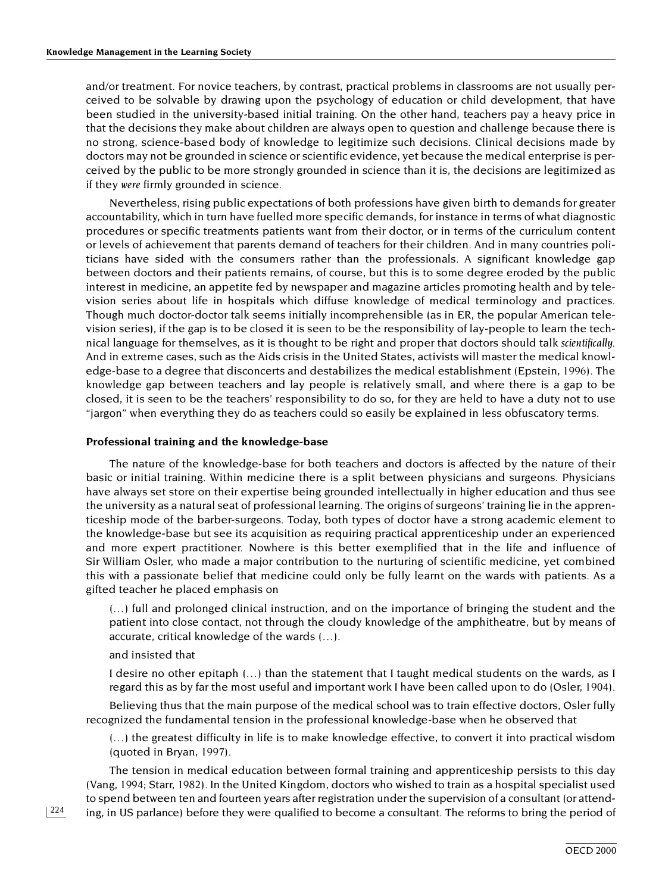and/or treatment. For novice teachers, by contrast, practical problems in classrooms are not usually perceived to be solvable by drawing upon the psychology of education or child development, that have been studied in the university-based initial training. On the other hand, teachers pay a heavy price in that the decisions they make about children are always open to question and challenge because there is no strong, science-based body of knowledge to legitimize such decisions. Clinical decisions made by doctors may not be grounded in science or scientific evidence, yet because the medical enterprise is perceived by the public to be more strongly grounded in science than it is, the decisions are legitimized as if they *were* firmly grounded in science.

Nevertheless, rising public expectations of both professions have given birth to demands for greater accountability, which in turn have fuelled more specific demands, for instance in terms of what diagnostic procedures or specific treatments patients want from their doctor, or in terms of the curriculum content or levels of achievement that parents demand of teachers for their children. And in many countries politicians have sided with the consumers rather than the professionals. A significant knowledge gap between doctors and their patients remains, of course, but this is to some degree eroded by the public interest in medicine, an appetite fed by newspaper and magazine articles promoting health and by television series about life in hospitals which diffuse knowledge of medical terminology and practices. Though much doctor-doctor talk seems initially incomprehensible (as in ER, the popular American television series), if the gap is to be closed it is seen to be the responsibility of lay-people to learn the technical language for themselves, as it is thought to be right and proper that doctors should talk *scientifically*. And in extreme cases, such as the Aids crisis in the United States, activists will master the medical knowledge-base to a degree that disconcerts and destabilizes the medical establishment (Epstein, 1996). The knowledge gap between teachers and lay people is relatively small, and where there is a gap to be closed, it is seen to be the teachers' responsibility to do so, for they are held to have a duty not to use "jargon" when everything they do as teachers could so easily be explained in less obfuscatory terms.

### Professional training and the knowledge-base

The nature of the knowledge-base for both teachers and doctors is affected by the nature of their basic or initial training. Within medicine there is a split between physicians and surgeons. Physicians have always set store on their expertise being grounded intellectually in higher education and thus see the university as a natural seat of professional learning. The origins of surgeons' training lie in the apprenticeship mode of the barber-surgeons. Today, both types of doctor have a strong academic element to the knowledge-base but see its acquisition as requiring practical apprenticeship under an experienced and more expert practitioner. Nowhere is this better exemplified that in the life and influence of Sir William Osler, who made a major contribution to the nurturing of scientific medicine, yet combined this with a passionate belief that medicine could only be fully learnt on the wards with patients. As a gifted teacher he placed emphasis on

> (...) full and prolonged clinical instruction, and on the importance of bringing the student and the patient into close contact, not through the cloudy knowledge of the amphitheatre, but by means of accurate, critical knowledge of the wards (...).

and insisted that

> I desire no other epitaph (...) than the statement that I taught medical students on the wards, as I regard this as by far the most useful and important work I have been called upon to do (Osler, 1904).

Believing thus that the main purpose of the medical school was to train effective doctors, Osler fully recognized the fundamental tension in the professional knowledge-base when he observed that

> (...) the greatest difficulty in life is to make knowledge effective, to convert it into practical wisdom (quoted in Bryan, 1997).

The tension in medical education between formal training and apprenticeship persists to this day (Vang, 1994; Starr, 1982). In the United Kingdom, doctors who wished to train as a hospital specialist used to spend between ten and fourteen years after registration under the supervision of a consultant (or attending, in US parlance) before they were qualified to become a consultant. The reforms to bring the period of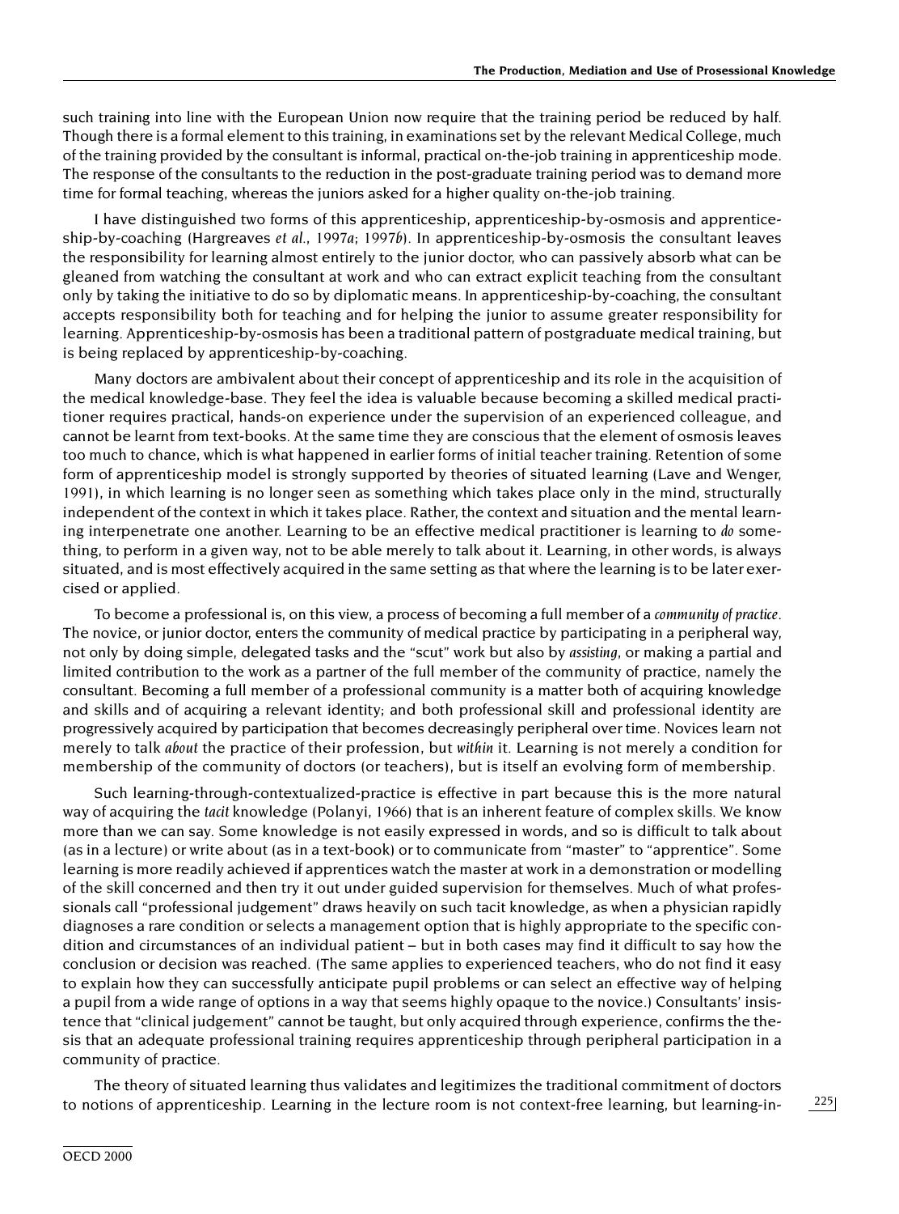such training into line with the European Union now require that the training period be reduced by half. Though there is a formal element to this training, in examinations set by the relevant Medical College, much of the training provided by the consultant is informal, practical on-the-job training in apprenticeship mode. The response of the consultants to the reduction in the post-graduate training period was to demand more time for formal teaching, whereas the juniors asked for a higher quality on-the-job training.

I have distinguished two forms of this apprenticeship, apprenticeship-by-osmosis and apprenticeship-by-coaching (Hargreaves *et al.*, 1997*a*; 1997*b*). In apprenticeship-by-osmosis the consultant leaves the responsibility for learning almost entirely to the junior doctor, who can passively absorb what can be gleaned from watching the consultant at work and who can extract explicit teaching from the consultant only by taking the initiative to do so by diplomatic means. In apprenticeship-by-coaching, the consultant accepts responsibility both for teaching and for helping the junior to assume greater responsibility for learning. Apprenticeship-by-osmosis has been a traditional pattern of postgraduate medical training, but is being replaced by apprenticeship-by-coaching.

Many doctors are ambivalent about their concept of apprenticeship and its role in the acquisition of the medical knowledge-base. They feel the idea is valuable because becoming a skilled medical practitioner requires practical, hands-on experience under the supervision of an experienced colleague, and cannot be learnt from text-books. At the same time they are conscious that the element of osmosis leaves too much to chance, which is what happened in earlier forms of initial teacher training. Retention of some form of apprenticeship model is strongly supported by theories of situated learning (Lave and Wenger, 1991), in which learning is no longer seen as something which takes place only in the mind, structurally independent of the context in which it takes place. Rather, the context and situation and the mental learning interpenetrate one another. Learning to be an effective medical practitioner is learning to *do* something, to perform in a given way, not to be able merely to talk about it. Learning, in other words, is always situated, and is most effectively acquired in the same setting as that where the learning is to be later exercised or applied.

To become a professional is, on this view, a process of becoming a full member of a *community of practice*. The novice, or junior doctor, enters the community of medical practice by participating in a peripheral way, not only by doing simple, delegated tasks and the "scut" work but also by *assisting*, or making a partial and limited contribution to the work as a partner of the full member of the community of practice, namely the consultant. Becoming a full member of a professional community is a matter both of acquiring knowledge and skills and of acquiring a relevant identity; and both professional skill and professional identity are progressively acquired by participation that becomes decreasingly peripheral over time. Novices learn not merely to talk *about* the practice of their profession, but *within* it. Learning is not merely a condition for membership of the community of doctors (or teachers), but is itself an evolving form of membership.

Such learning-through-contextualized-practice is effective in part because this is the more natural way of acquiring the *tacit* knowledge (Polanyi, 1966) that is an inherent feature of complex skills. We know more than we can say. Some knowledge is not easily expressed in words, and so is difficult to talk about (as in a lecture) or write about (as in a text-book) or to communicate from "master" to "apprentice". Some learning is more readily achieved if apprentices watch the master at work in a demonstration or modelling of the skill concerned and then try it out under guided supervision for themselves. Much of what professionals call "professional judgement" draws heavily on such tacit knowledge, as when a physician rapidly diagnoses a rare condition or selects a management option that is highly appropriate to the specific condition and circumstances of an individual patient – but in both cases may find it difficult to say how the conclusion or decision was reached. (The same applies to experienced teachers, who do not find it easy to explain how they can successfully anticipate pupil problems or can select an effective way of helping a pupil from a wide range of options in a way that seems highly opaque to the novice.) Consultants' insistence that "clinical judgement" cannot be taught, but only acquired through experience, confirms the thesis that an adequate professional training requires apprenticeship through peripheral participation in a community of practice.

The theory of situated learning thus validates and legitimizes the traditional commitment of doctors to notions of apprenticeship. Learning in the lecture room is not context-free learning, but learning-in-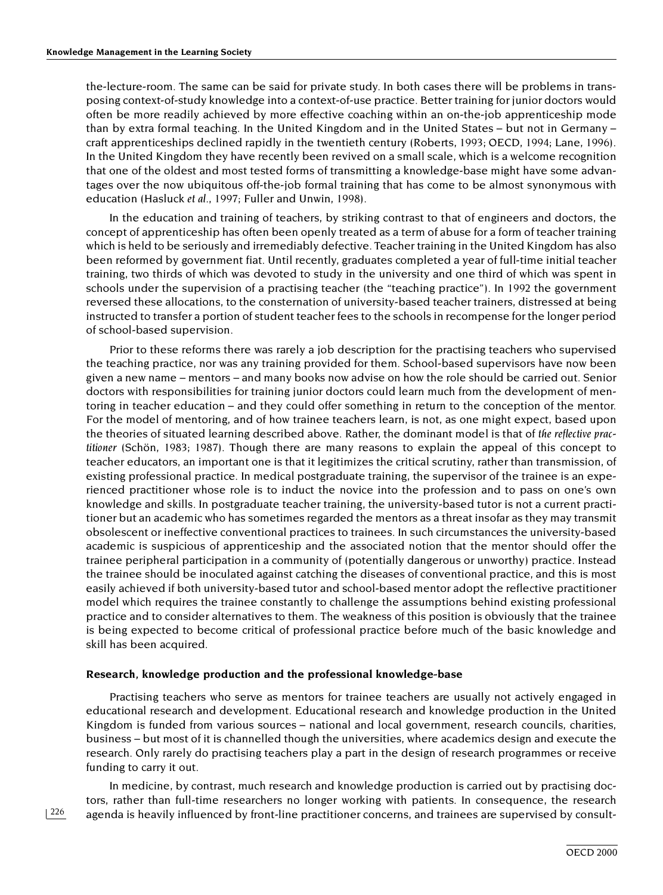the-lecture-room. The same can be said for private study. In both cases there will be problems in transposing context-of-study knowledge into a context-of-use practice. Better training for junior doctors would often be more readily achieved by more effective coaching within an on-the-job apprenticeship mode than by extra formal teaching. In the United Kingdom and in the United States – but not in Germany – craft apprenticeships declined rapidly in the twentieth century (Roberts, 1993; OECD, 1994; Lane, 1996). In the United Kingdom they have recently been revived on a small scale, which is a welcome recognition that one of the oldest and most tested forms of transmitting a knowledge-base might have some advantages over the now ubiquitous off-the-job formal training that has come to be almost synonymous with education (Hasluck *et al.*, 1997; Fuller and Unwin, 1998).

In the education and training of teachers, by striking contrast to that of engineers and doctors, the concept of apprenticeship has often been openly treated as a term of abuse for a form of teacher training which is held to be seriously and irremediably defective. Teacher training in the United Kingdom has also been reformed by government fiat. Until recently, graduates completed a year of full-time initial teacher training, two thirds of which was devoted to study in the university and one third of which was spent in schools under the supervision of a practising teacher (the "teaching practice"). In 1992 the government reversed these allocations, to the consternation of university-based teacher trainers, distressed at being instructed to transfer a portion of student teacher fees to the schools in recompense for the longer period of school-based supervision.

Prior to these reforms there was rarely a job description for the practising teachers who supervised the teaching practice, nor was any training provided for them. School-based supervisors have now been given a new name – mentors – and many books now advise on how the role should be carried out. Senior doctors with responsibilities for training junior doctors could learn much from the development of mentoring in teacher education – and they could offer something in return to the conception of the mentor. For the model of mentoring, and of how trainee teachers learn, is not, as one might expect, based upon the theories of situated learning described above. Rather, the dominant model is that of *the reflective practitioner* (Schön, 1983; 1987). Though there are many reasons to explain the appeal of this concept to teacher educators, an important one is that it legitimizes the critical scrutiny, rather than transmission, of existing professional practice. In medical postgraduate training, the supervisor of the trainee is an experienced practitioner whose role is to induct the novice into the profession and to pass on one's own knowledge and skills. In postgraduate teacher training, the university-based tutor is not a current practitioner but an academic who has sometimes regarded the mentors as a threat insofar as they may transmit obsolescent or ineffective conventional practices to trainees. In such circumstances the university-based academic is suspicious of apprenticeship and the associated notion that the mentor should offer the trainee peripheral participation in a community of (potentially dangerous or unworthy) practice. Instead the trainee should be inoculated against catching the diseases of conventional practice, and this is most easily achieved if both university-based tutor and school-based mentor adopt the reflective practitioner model which requires the trainee constantly to challenge the assumptions behind existing professional practice and to consider alternatives to them. The weakness of this position is obviously that the trainee is being expected to become critical of professional practice before much of the basic knowledge and skill has been acquired.

### Research, knowledge production and the professional knowledge-base

Practising teachers who serve as mentors for trainee teachers are usually not actively engaged in educational research and development. Educational research and knowledge production in the United Kingdom is funded from various sources – national and local government, research councils, charities, business – but most of it is channelled though the universities, where academics design and execute the research. Only rarely do practising teachers play a part in the design of research programmes or receive funding to carry it out.

In medicine, by contrast, much research and knowledge production is carried out by practising doctors, rather than full-time researchers no longer working with patients. In consequence, the research agenda is heavily influenced by front-line practitioner concerns, and trainees are supervised by consult-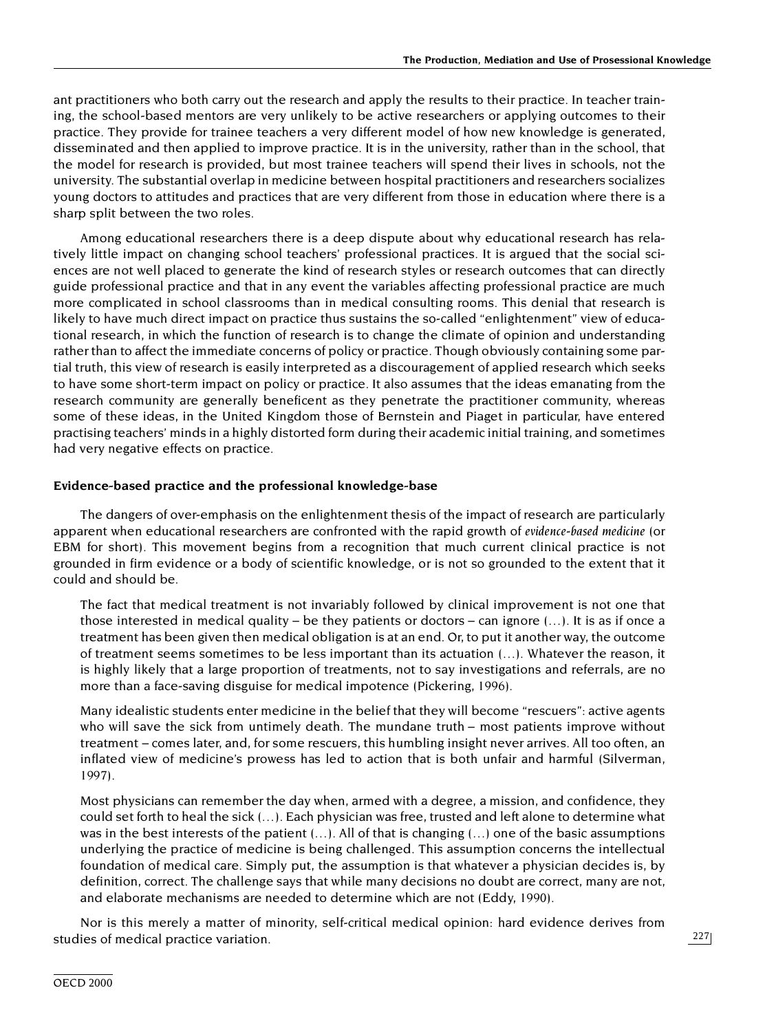ant practitioners who both carry out the research and apply the results to their practice. In teacher training, the school-based mentors are very unlikely to be active researchers or applying outcomes to their practice. They provide for trainee teachers a very different model of how new knowledge is generated, disseminated and then applied to improve practice. It is in the university, rather than in the school, that the model for research is provided, but most trainee teachers will spend their lives in schools, not the university. The substantial overlap in medicine between hospital practitioners and researchers socializes young doctors to attitudes and practices that are very different from those in education where there is a sharp split between the two roles.

Among educational researchers there is a deep dispute about why educational research has relatively little impact on changing school teachers' professional practices. It is argued that the social sciences are not well placed to generate the kind of research styles or research outcomes that can directly guide professional practice and that in any event the variables affecting professional practice are much more complicated in school classrooms than in medical consulting rooms. This denial that research is likely to have much direct impact on practice thus sustains the so-called "enlightenment" view of educational research, in which the function of research is to change the climate of opinion and understanding rather than to affect the immediate concerns of policy or practice. Though obviously containing some partial truth, this view of research is easily interpreted as a discouragement of applied research which seeks to have some short-term impact on policy or practice. It also assumes that the ideas emanating from the research community are generally beneficent as they penetrate the practitioner community, whereas some of these ideas, in the United Kingdom those of Bernstein and Piaget in particular, have entered practising teachers' minds in a highly distorted form during their academic initial training, and sometimes had very negative effects on practice.

### Evidence-based practice and the professional knowledge-base

The dangers of over-emphasis on the enlightenment thesis of the impact of research are particularly apparent when educational researchers are confronted with the rapid growth of *evidence-based medicine* (or EBM for short). This movement begins from a recognition that much current clinical practice is not grounded in firm evidence or a body of scientific knowledge, or is not so grounded to the extent that it could and should be.

> The fact that medical treatment is not invariably followed by clinical improvement is not one that those interested in medical quality – be they patients or doctors – can ignore (…). It is as if once a treatment has been given then medical obligation is at an end. Or, to put it another way, the outcome of treatment seems sometimes to be less important than its actuation (…). Whatever the reason, it is highly likely that a large proportion of treatments, not to say investigations and referrals, are no more than a face-saving disguise for medical impotence (Pickering, 1996).

> Many idealistic students enter medicine in the belief that they will become "rescuers": active agents who will save the sick from untimely death. The mundane truth – most patients improve without treatment – comes later, and, for some rescuers, this humbling insight never arrives. All too often, an inflated view of medicine's prowess has led to action that is both unfair and harmful (Silverman, 1997).

> Most physicians can remember the day when, armed with a degree, a mission, and confidence, they could set forth to heal the sick (…). Each physician was free, trusted and left alone to determine what was in the best interests of the patient (…). All of that is changing (…) one of the basic assumptions underlying the practice of medicine is being challenged. This assumption concerns the intellectual foundation of medical care. Simply put, the assumption is that whatever a physician decides is, by definition, correct. The challenge says that while many decisions no doubt are correct, many are not, and elaborate mechanisms are needed to determine which are not (Eddy, 1990).

Nor is this merely a matter of minority, self-critical medical opinion: hard evidence derives from studies of medical practice variation.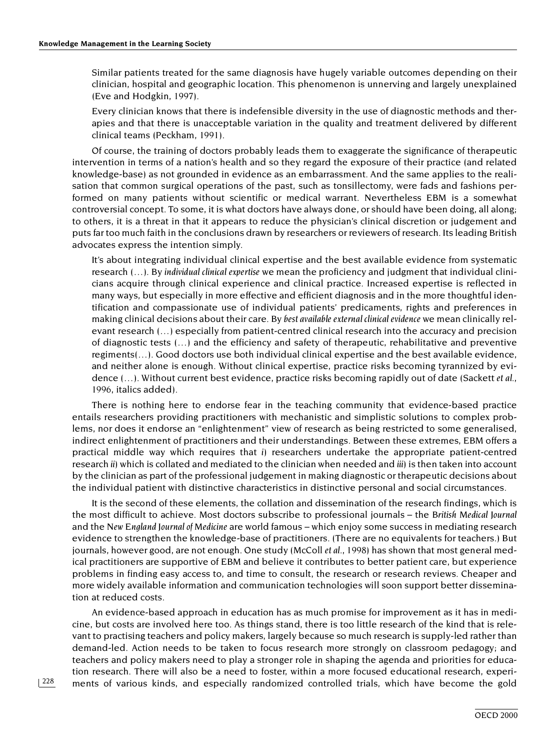Similar patients treated for the same diagnosis have hugely variable outcomes depending on their clinician, hospital and geographic location. This phenomenon is unnerving and largely unexplained (Eve and Hodgkin, 1997).

> Every clinician knows that there is indefensible diversity in the use of diagnostic methods and therapies and that there is unacceptable variation in the quality and treatment delivered by different clinical teams (Peckham, 1991).

Of course, the training of doctors probably leads them to exaggerate the significance of therapeutic intervention in terms of a nation's health and so they regard the exposure of their practice (and related knowledge-base) as not grounded in evidence as an embarrassment. And the same applies to the realisation that common surgical operations of the past, such as tonsillectomy, were fads and fashions performed on many patients without scientific or medical warrant. Nevertheless EBM is a somewhat controversial concept. To some, it is what doctors have always done, or should have been doing, all along; to others, it is a threat in that it appears to reduce the physician's clinical discretion or judgement and puts far too much faith in the conclusions drawn by researchers or reviewers of research. Its leading British advocates express the intention simply.

> It's about integrating individual clinical expertise and the best available evidence from systematic research (…). By *individual clinical expertise* we mean the proficiency and judgment that individual clinicians acquire through clinical experience and clinical practice. Increased expertise is reflected in many ways, but especially in more effective and efficient diagnosis and in the more thoughtful identification and compassionate use of individual patients' predicaments, rights and preferences in making clinical decisions about their care. By *best available external clinical evidence* we mean clinically relevant research (…) especially from patient-centred clinical research into the accuracy and precision of diagnostic tests (…) and the efficiency and safety of therapeutic, rehabilitative and preventive regiments(…). Good doctors use both individual clinical expertise and the best available evidence, and neither alone is enough. Without clinical expertise, practice risks becoming tyrannized by evidence (…). Without current best evidence, practice risks becoming rapidly out of date (Sackett *et al.*, 1996, italics added).

There is nothing here to endorse fear in the teaching community that evidence-based practice entails researchers providing practitioners with mechanistic and simplistic solutions to complex problems, nor does it endorse an "enlightenment" view of research as being restricted to some generalised, indirect enlightenment of practitioners and their understandings. Between these extremes, EBM offers a practical middle way which requires that *i*) researchers undertake the appropriate patient-centred research *ii*) which is collated and mediated to the clinician when needed and *iii*) is then taken into account by the clinician as part of the professional judgement in making diagnostic or therapeutic decisions about the individual patient with distinctive characteristics in distinctive personal and social circumstances.

It is the second of these elements, the collation and dissemination of the research findings, which is the most difficult to achieve. Most doctors subscribe to professional journals – the *British Medical Journal* and the *New England Journal of Medicine* are world famous – which enjoy some success in mediating research evidence to strengthen the knowledge-base of practitioners. (There are no equivalents for teachers.) But journals, however good, are not enough. One study (McColl *et al.*, 1998) has shown that most general medical practitioners are supportive of EBM and believe it contributes to better patient care, but experience problems in finding easy access to, and time to consult, the research or research reviews. Cheaper and more widely available information and communication technologies will soon support better dissemination at reduced costs.

An evidence-based approach in education has as much promise for improvement as it has in medicine, but costs are involved here too. As things stand, there is too little research of the kind that is relevant to practising teachers and policy makers, largely because so much research is supply-led rather than demand-led. Action needs to be taken to focus research more strongly on classroom pedagogy; and teachers and policy makers need to play a stronger role in shaping the agenda and priorities for education research. There will also be a need to foster, within a more focused educational research, experiments of various kinds, and especially randomized controlled trials, which have become the gold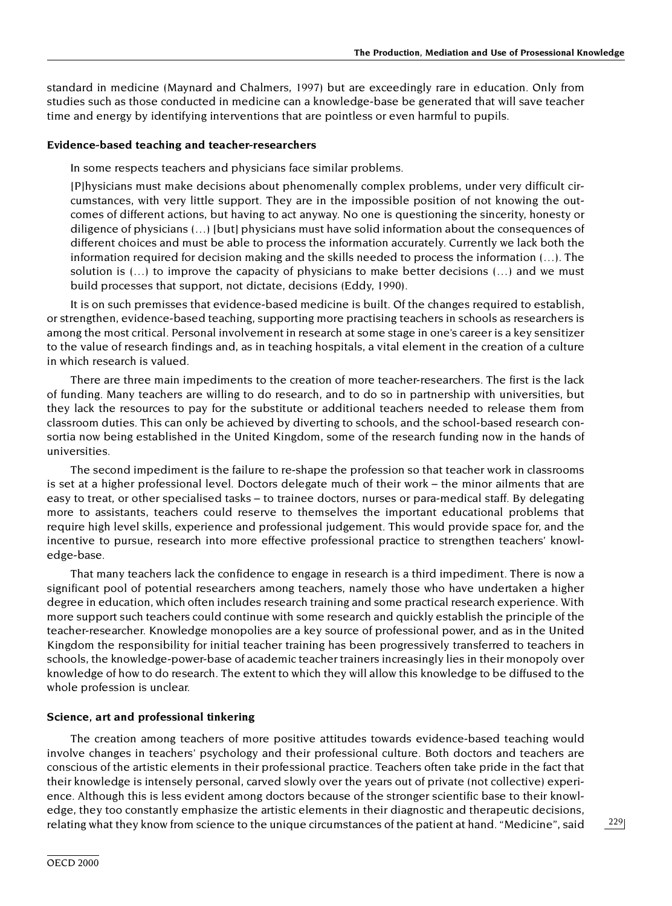standard in medicine (Maynard and Chalmers, 1997) but are exceedingly rare in education. Only from studies such as those conducted in medicine can a knowledge-base be generated that will save teacher time and energy by identifying interventions that are pointless or even harmful to pupils.

### Evidence-based teaching and teacher-researchers

In some respects teachers and physicians face similar problems.

> [P]hysicians must make decisions about phenomenally complex problems, under very difficult circumstances, with very little support. They are in the impossible position of not knowing the outcomes of different actions, but having to act anyway. No one is questioning the sincerity, honesty or diligence of physicians (…) [but] physicians must have solid information about the consequences of different choices and must be able to process the information accurately. Currently we lack both the information required for decision making and the skills needed to process the information (…). The solution is (…) to improve the capacity of physicians to make better decisions (…) and we must build processes that support, not dictate, decisions (Eddy, 1990).

It is on such premisses that evidence-based medicine is built. Of the changes required to establish, or strengthen, evidence-based teaching, supporting more practising teachers in schools as researchers is among the most critical. Personal involvement in research at some stage in one's career is a key sensitizer to the value of research findings and, as in teaching hospitals, a vital element in the creation of a culture in which research is valued.

There are three main impediments to the creation of more teacher-researchers. The first is the lack of funding. Many teachers are willing to do research, and to do so in partnership with universities, but they lack the resources to pay for the substitute or additional teachers needed to release them from classroom duties. This can only be achieved by diverting to schools, and the school-based research consortia now being established in the United Kingdom, some of the research funding now in the hands of universities.

The second impediment is the failure to re-shape the profession so that teacher work in classrooms is set at a higher professional level. Doctors delegate much of their work – the minor ailments that are easy to treat, or other specialised tasks – to trainee doctors, nurses or para-medical staff. By delegating more to assistants, teachers could reserve to themselves the important educational problems that require high level skills, experience and professional judgement. This would provide space for, and the incentive to pursue, research into more effective professional practice to strengthen teachers' knowledge-base.

That many teachers lack the confidence to engage in research is a third impediment. There is now a significant pool of potential researchers among teachers, namely those who have undertaken a higher degree in education, which often includes research training and some practical research experience. With more support such teachers could continue with some research and quickly establish the principle of the teacher-researcher. Knowledge monopolies are a key source of professional power, and as in the United Kingdom the responsibility for initial teacher training has been progressively transferred to teachers in schools, the knowledge-power-base of academic teacher trainers increasingly lies in their monopoly over knowledge of how to do research. The extent to which they will allow this knowledge to be diffused to the whole profession is unclear.

### Science, art and professional tinkering

The creation among teachers of more positive attitudes towards evidence-based teaching would involve changes in teachers' psychology and their professional culture. Both doctors and teachers are conscious of the artistic elements in their professional practice. Teachers often take pride in the fact that their knowledge is intensely personal, carved slowly over the years out of private (not collective) experience. Although this is less evident among doctors because of the stronger scientific base to their knowledge, they too constantly emphasize the artistic elements in their diagnostic and therapeutic decisions, relating what they know from science to the unique circumstances of the patient at hand. "Medicine", said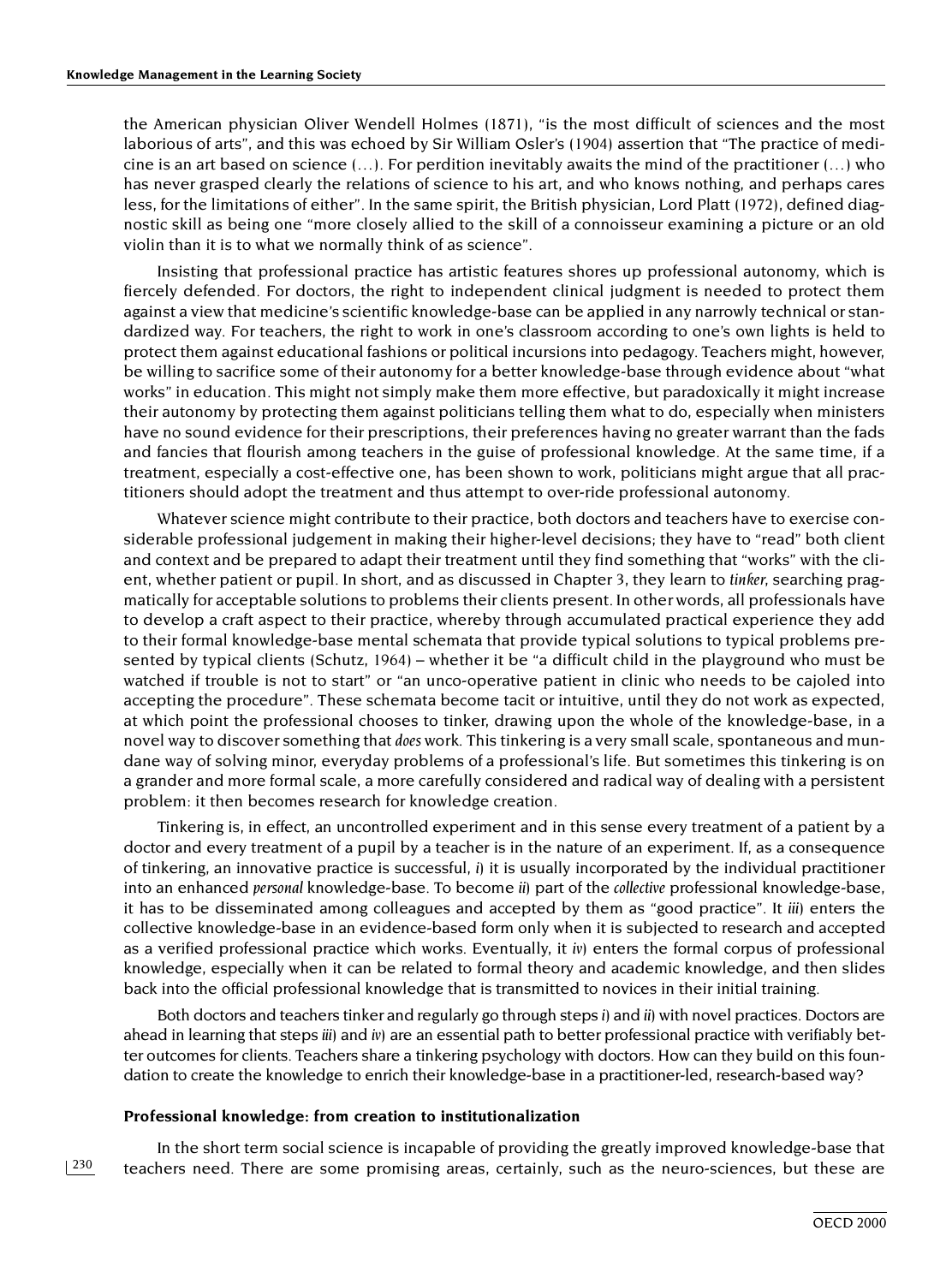the American physician Oliver Wendell Holmes (1871), "is the most difficult of sciences and the most laborious of arts", and this was echoed by Sir William Osler's (1904) assertion that "The practice of medicine is an art based on science (…). For perdition inevitably awaits the mind of the practitioner (…) who has never grasped clearly the relations of science to his art, and who knows nothing, and perhaps cares less, for the limitations of either". In the same spirit, the British physician, Lord Platt (1972), defined diagnostic skill as being one "more closely allied to the skill of a connoisseur examining a picture or an old violin than it is to what we normally think of as science".

Insisting that professional practice has artistic features shores up professional autonomy, which is fiercely defended. For doctors, the right to independent clinical judgment is needed to protect them against a view that medicine's scientific knowledge-base can be applied in any narrowly technical or standardized way. For teachers, the right to work in one's classroom according to one's own lights is held to protect them against educational fashions or political incursions into pedagogy. Teachers might, however, be willing to sacrifice some of their autonomy for a better knowledge-base through evidence about "what works" in education. This might not simply make them more effective, but paradoxically it might increase their autonomy by protecting them against politicians telling them what to do, especially when ministers have no sound evidence for their prescriptions, their preferences having no greater warrant than the fads and fancies that flourish among teachers in the guise of professional knowledge. At the same time, if a treatment, especially a cost-effective one, has been shown to work, politicians might argue that all practitioners should adopt the treatment and thus attempt to over-ride professional autonomy.

Whatever science might contribute to their practice, both doctors and teachers have to exercise considerable professional judgement in making their higher-level decisions; they have to "read" both client and context and be prepared to adapt their treatment until they find something that "works" with the client, whether patient or pupil. In short, and as discussed in Chapter 3, they learn to *tinker*, searching pragmatically for acceptable solutions to problems their clients present. In other words, all professionals have to develop a craft aspect to their practice, whereby through accumulated practical experience they add to their formal knowledge-base mental schemata that provide typical solutions to typical problems presented by typical clients (Schutz, 1964) – whether it be "a difficult child in the playground who must be watched if trouble is not to start" or "an unco-operative patient in clinic who needs to be cajoled into accepting the procedure". These schemata become tacit or intuitive, until they do not work as expected, at which point the professional chooses to tinker, drawing upon the whole of the knowledge-base, in a novel way to discover something that *does* work. This tinkering is a very small scale, spontaneous and mundane way of solving minor, everyday problems of a professional's life. But sometimes this tinkering is on a grander and more formal scale, a more carefully considered and radical way of dealing with a persistent problem: it then becomes research for knowledge creation.

Tinkering is, in effect, an uncontrolled experiment and in this sense every treatment of a patient by a doctor and every treatment of a pupil by a teacher is in the nature of an experiment. If, as a consequence of tinkering, an innovative practice is successful, *i)* it is usually incorporated by the individual practitioner into an enhanced *personal* knowledge-base. To become *ii)* part of the *collective* professional knowledge-base, it has to be disseminated among colleagues and accepted by them as "good practice". It *iii)* enters the collective knowledge-base in an evidence-based form only when it is subjected to research and accepted as a verified professional practice which works. Eventually, it *iv)* enters the formal corpus of professional knowledge, especially when it can be related to formal theory and academic knowledge, and then slides back into the official professional knowledge that is transmitted to novices in their initial training.

Both doctors and teachers tinker and regularly go through steps *i)* and *ii)* with novel practices. Doctors are ahead in learning that steps *iii)* and *iv)* are an essential path to better professional practice with verifiably better outcomes for clients. Teachers share a tinkering psychology with doctors. How can they build on this foundation to create the knowledge to enrich their knowledge-base in a practitioner-led, research-based way?

### Professional knowledge: from creation to institutionalization

In the short term social science is incapable of providing the greatly improved knowledge-base that teachers need. There are some promising areas, certainly, such as the neuro-sciences, but these are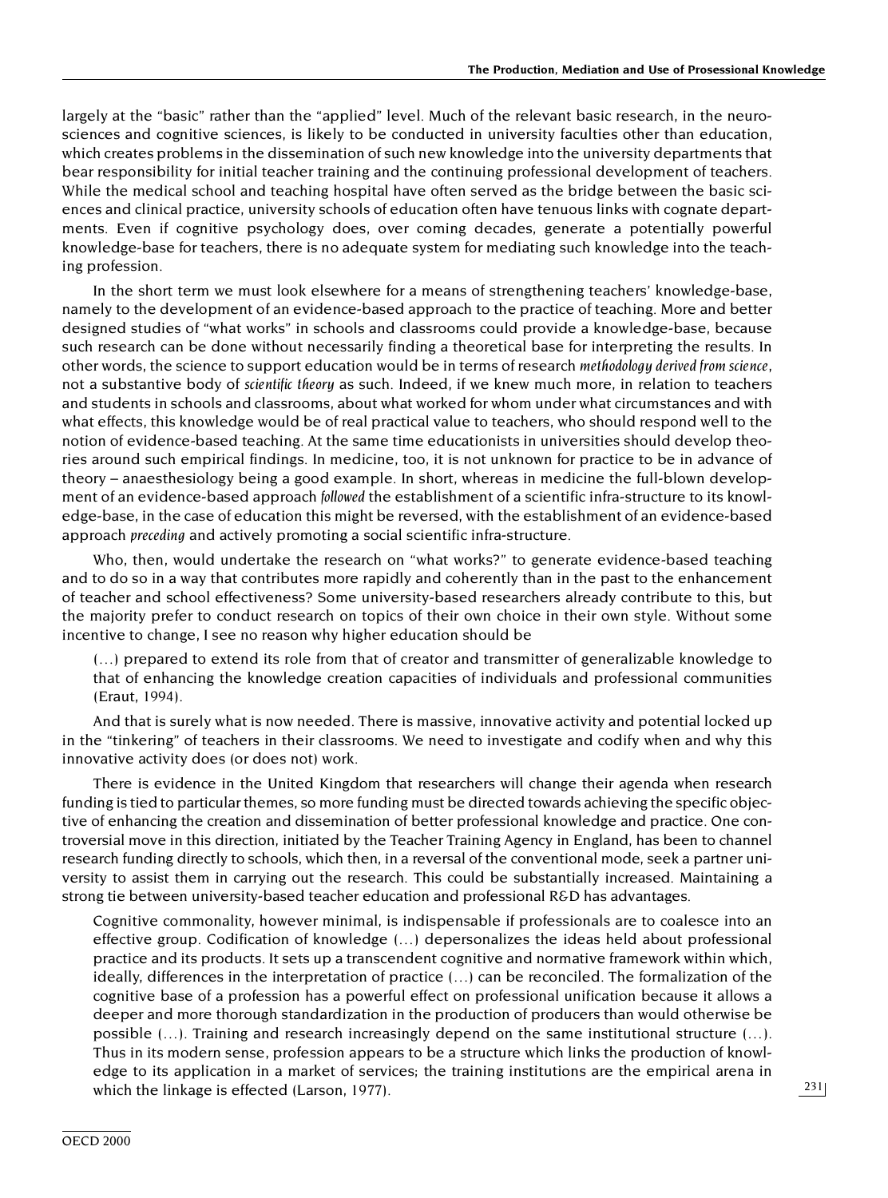largely at the "basic" rather than the "applied" level. Much of the relevant basic research, in the neurosciences and cognitive sciences, is likely to be conducted in university faculties other than education, which creates problems in the dissemination of such new knowledge into the university departments that bear responsibility for initial teacher training and the continuing professional development of teachers. While the medical school and teaching hospital have often served as the bridge between the basic sciences and clinical practice, university schools of education often have tenuous links with cognate departments. Even if cognitive psychology does, over coming decades, generate a potentially powerful knowledge-base for teachers, there is no adequate system for mediating such knowledge into the teaching profession.

In the short term we must look elsewhere for a means of strengthening teachers' knowledge-base, namely to the development of an evidence-based approach to the practice of teaching. More and better designed studies of "what works" in schools and classrooms could provide a knowledge-base, because such research can be done without necessarily finding a theoretical base for interpreting the results. In other words, the science to support education would be in terms of research *methodology derived from science*, not a substantive body of *scientific theory* as such. Indeed, if we knew much more, in relation to teachers and students in schools and classrooms, about what worked for whom under what circumstances and with what effects, this knowledge would be of real practical value to teachers, who should respond well to the notion of evidence-based teaching. At the same time educationists in universities should develop theories around such empirical findings. In medicine, too, it is not unknown for practice to be in advance of theory – anaesthesiology being a good example. In short, whereas in medicine the full-blown development of an evidence-based approach *followed* the establishment of a scientific infra-structure to its knowledge-base, in the case of education this might be reversed, with the establishment of an evidence-based approach *preceding* and actively promoting a social scientific infra-structure.

Who, then, would undertake the research on "what works?" to generate evidence-based teaching and to do so in a way that contributes more rapidly and coherently than in the past to the enhancement of teacher and school effectiveness? Some university-based researchers already contribute to this, but the majority prefer to conduct research on topics of their own choice in their own style. Without some incentive to change, I see no reason why higher education should be

> (…) prepared to extend its role from that of creator and transmitter of generalizable knowledge to that of enhancing the knowledge creation capacities of individuals and professional communities (Eraut, 1994).

And that is surely what is now needed. There is massive, innovative activity and potential locked up in the "tinkering" of teachers in their classrooms. We need to investigate and codify when and why this innovative activity does (or does not) work.

There is evidence in the United Kingdom that researchers will change their agenda when research funding is tied to particular themes, so more funding must be directed towards achieving the specific objective of enhancing the creation and dissemination of better professional knowledge and practice. One controversial move in this direction, initiated by the Teacher Training Agency in England, has been to channel research funding directly to schools, which then, in a reversal of the conventional mode, seek a partner university to assist them in carrying out the research. This could be substantially increased. Maintaining a strong tie between university-based teacher education and professional R&D has advantages.

> Cognitive commonality, however minimal, is indispensable if professionals are to coalesce into an effective group. Codification of knowledge (…) depersonalizes the ideas held about professional practice and its products. It sets up a transcendent cognitive and normative framework within which, ideally, differences in the interpretation of practice (…) can be reconciled. The formalization of the cognitive base of a profession has a powerful effect on professional unification because it allows a deeper and more thorough standardization in the production of producers than would otherwise be possible (…). Training and research increasingly depend on the same institutional structure (…). Thus in its modern sense, profession appears to be a structure which links the production of knowledge to its application in a market of services; the training institutions are the empirical arena in which the linkage is effected (Larson, 1977).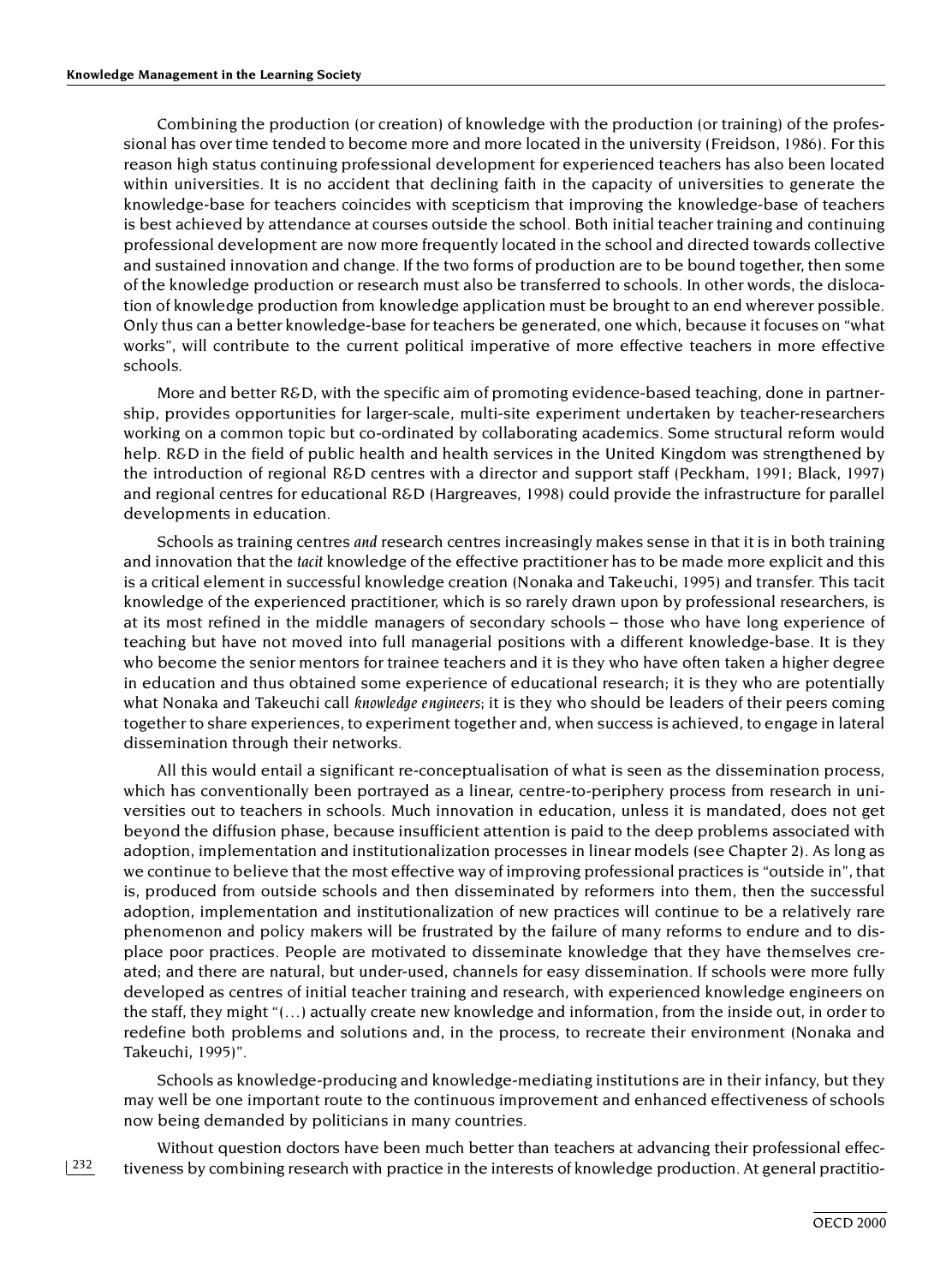Combining the production (or creation) of knowledge with the production (or training) of the professional has over time tended to become more and more located in the university (Freidson, 1986). For this reason high status continuing professional development for experienced teachers has also been located within universities. It is no accident that declining faith in the capacity of universities to generate the knowledge-base for teachers coincides with scepticism that improving the knowledge-base of teachers is best achieved by attendance at courses outside the school. Both initial teacher training and continuing professional development are now more frequently located in the school and directed towards collective and sustained innovation and change. If the two forms of production are to be bound together, then some of the knowledge production or research must also be transferred to schools. In other words, the dislocation of knowledge production from knowledge application must be brought to an end wherever possible. Only thus can a better knowledge-base for teachers be generated, one which, because it focuses on "what works", will contribute to the current political imperative of more effective teachers in more effective schools.

More and better R&D, with the specific aim of promoting evidence-based teaching, done in partnership, provides opportunities for larger-scale, multi-site experiment undertaken by teacher-researchers working on a common topic but co-ordinated by collaborating academics. Some structural reform would help. R&D in the field of public health and health services in the United Kingdom was strengthened by the introduction of regional R&D centres with a director and support staff (Peckham, 1991; Black, 1997) and regional centres for educational R&D (Hargreaves, 1998) could provide the infrastructure for parallel developments in education.

Schools as training centres *and* research centres increasingly makes sense in that it is in both training and innovation that the *tacit* knowledge of the effective practitioner has to be made more explicit and this is a critical element in successful knowledge creation (Nonaka and Takeuchi, 1995) and transfer. This tacit knowledge of the experienced practitioner, which is so rarely drawn upon by professional researchers, is at its most refined in the middle managers of secondary schools – those who have long experience of teaching but have not moved into full managerial positions with a different knowledge-base. It is they who become the senior mentors for trainee teachers and it is they who have often taken a higher degree in education and thus obtained some experience of educational research; it is they who are potentially what Nonaka and Takeuchi call *knowledge engineers*; it is they who should be leaders of their peers coming together to share experiences, to experiment together and, when success is achieved, to engage in lateral dissemination through their networks.

All this would entail a significant re-conceptualisation of what is seen as the dissemination process, which has conventionally been portrayed as a linear, centre-to-periphery process from research in universities out to teachers in schools. Much innovation in education, unless it is mandated, does not get beyond the diffusion phase, because insufficient attention is paid to the deep problems associated with adoption, implementation and institutionalization processes in linear models (see Chapter 2). As long as we continue to believe that the most effective way of improving professional practices is "outside in", that is, produced from outside schools and then disseminated by reformers into them, then the successful adoption, implementation and institutionalization of new practices will continue to be a relatively rare phenomenon and policy makers will be frustrated by the failure of many reforms to endure and to displace poor practices. People are motivated to disseminate knowledge that they have themselves created; and there are natural, but under-used, channels for easy dissemination. If schools were more fully developed as centres of initial teacher training and research, with experienced knowledge engineers on the staff, they might "(…) actually create new knowledge and information, from the inside out, in order to redefine both problems and solutions and, in the process, to recreate their environment (Nonaka and Takeuchi, 1995)".

Schools as knowledge-producing and knowledge-mediating institutions are in their infancy, but they may well be one important route to the continuous improvement and enhanced effectiveness of schools now being demanded by politicians in many countries.

Without question doctors have been much better than teachers at advancing their professional effectiveness by combining research with practice in the interests of knowledge production. At general practitio-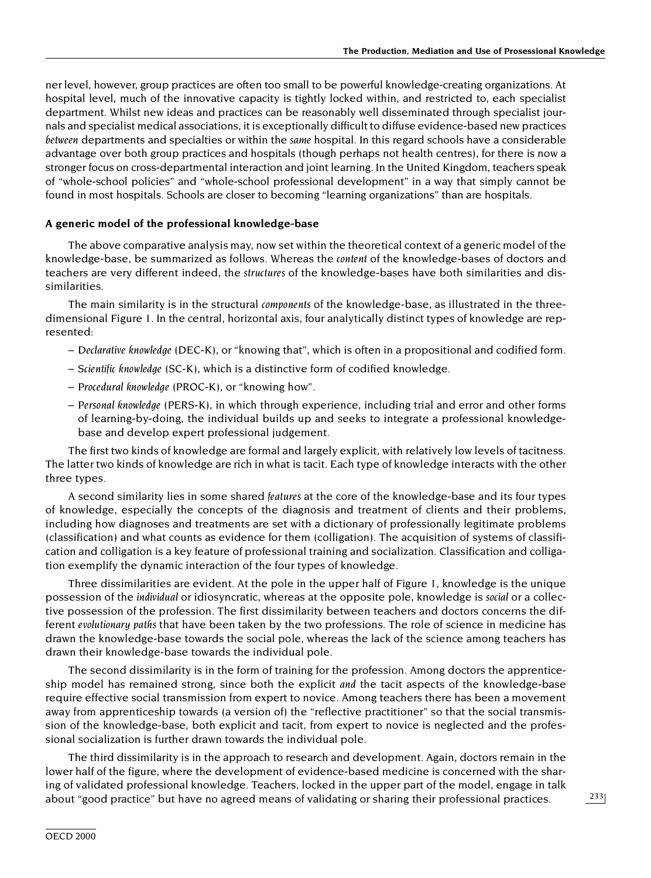ner level, however, group practices are often too small to be powerful knowledge-creating organizations. At hospital level, much of the innovative capacity is tightly locked within, and restricted to, each specialist department. Whilst new ideas and practices can be reasonably well disseminated through specialist journals and specialist medical associations, it is exceptionally difficult to diffuse evidence-based new practices *between* departments and specialties or within the *same* hospital. In this regard schools have a considerable advantage over both group practices and hospitals (though perhaps not health centres), for there is now a stronger focus on cross-departmental interaction and joint learning. In the United Kingdom, teachers speak of "whole-school policies" and "whole-school professional development" in a way that simply cannot be found in most hospitals. Schools are closer to becoming "learning organizations" than are hospitals.

### A generic model of the professional knowledge-base

The above comparative analysis may, now set within the theoretical context of a generic model of the knowledge-base, be summarized as follows. Whereas the *content* of the knowledge-bases of doctors and teachers are very different indeed, the *structures* of the knowledge-bases have both similarities and dissimilarities.

The main similarity is in the structural *components* of the knowledge-base, as illustrated in the three-dimensional Figure 1. In the central, horizontal axis, four analytically distinct types of knowledge are represented:

– D*eclarative knowledge* (DEC-K), or "knowing that", which is often in a propositional and codified form.

– S*cientific knowledge* (SC-K), which is a distinctive form of codified knowledge.

– P*rocedural knowledge* (PROC-K), or "knowing how".

– P*ersonal knowledge* (PERS-K), in which through experience, including trial and error and other forms of learning-by-doing, the individual builds up and seeks to integrate a professional knowledge-base and develop expert professional judgement.

The first two kinds of knowledge are formal and largely explicit, with relatively low levels of tacitness. The latter two kinds of knowledge are rich in what is tacit. Each type of knowledge interacts with the other three types.

A second similarity lies in some shared *features* at the core of the knowledge-base and its four types of knowledge, especially the concepts of the diagnosis and treatment of clients and their problems, including how diagnoses and treatments are set with a dictionary of professionally legitimate problems (classification) and what counts as evidence for them (colligation). The acquisition of systems of classification and colligation is a key feature of professional training and socialization. Classification and colligation exemplify the dynamic interaction of the four types of knowledge.

Three dissimilarities are evident. At the pole in the upper half of Figure 1, knowledge is the unique possession of the *individual* or idiosyncratic, whereas at the opposite pole, knowledge is *social* or a collective possession of the profession. The first dissimilarity between teachers and doctors concerns the different *evolutionary paths* that have been taken by the two professions. The role of science in medicine has drawn the knowledge-base towards the social pole, whereas the lack of the science among teachers has drawn their knowledge-base towards the individual pole.

The second dissimilarity is in the form of training for the profession. Among doctors the apprenticeship model has remained strong, since both the explicit *and* the tacit aspects of the knowledge-base require effective social transmission from expert to novice. Among teachers there has been a movement away from apprenticeship towards (a version of) the "reflective practitioner" so that the social transmission of the knowledge-base, both explicit and tacit, from expert to novice is neglected and the professional socialization is further drawn towards the individual pole.

The third dissimilarity is in the approach to research and development. Again, doctors remain in the lower half of the figure, where the development of evidence-based medicine is concerned with the sharing of validated professional knowledge. Teachers, locked in the upper part of the model, engage in talk about "good practice" but have no agreed means of validating or sharing their professional practices.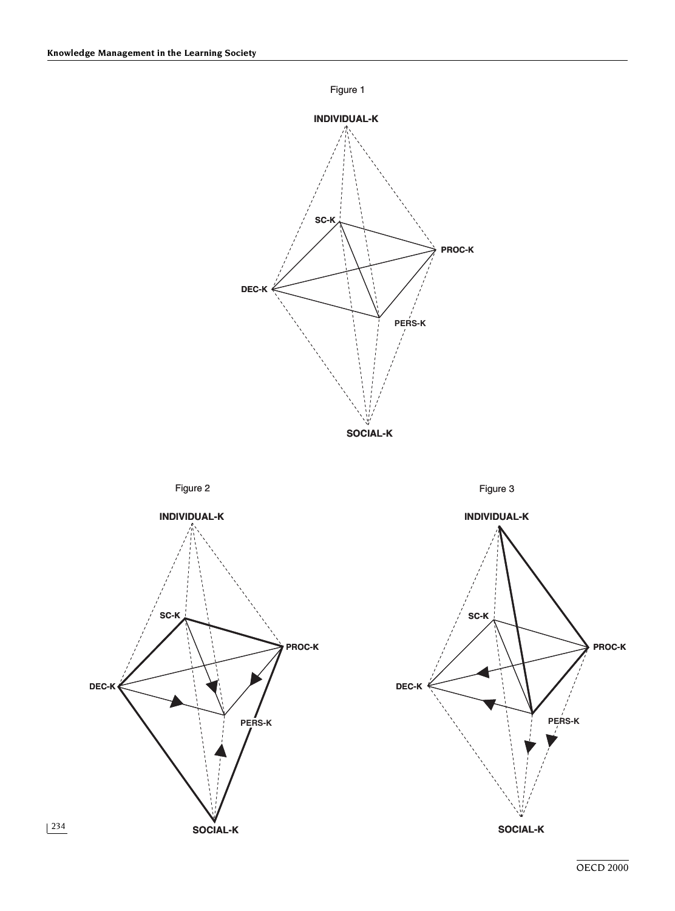Figure 1

INDIVIDUAL-K

SC-K

PROC-K

DEC-K

PERS-K

SOCIAL-K

Figure 2

INDIVIDUAL-K

SC-K

PROC-K

DEC-K

PERS-K

SOCIAL-K

Figure 3

INDIVIDUAL-K

SC-K

PROC-K

DEC-K

PERS-K

SOCIAL-K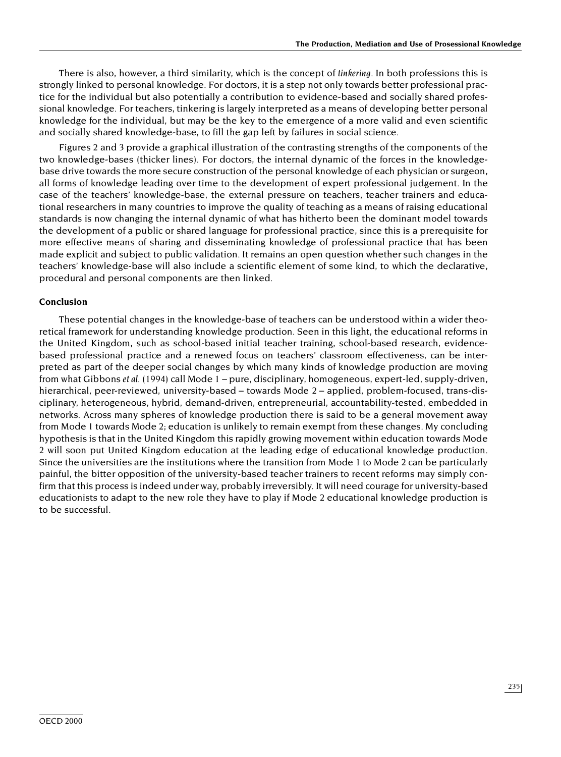There is also, however, a third similarity, which is the concept of *tinkering*. In both professions this is strongly linked to personal knowledge. For doctors, it is a step not only towards better professional practice for the individual but also potentially a contribution to evidence-based and socially shared professional knowledge. For teachers, tinkering is largely interpreted as a means of developing better personal knowledge for the individual, but may be the key to the emergence of a more valid and even scientific and socially shared knowledge-base, to fill the gap left by failures in social science.

Figures 2 and 3 provide a graphical illustration of the contrasting strengths of the components of the two knowledge-bases (thicker lines). For doctors, the internal dynamic of the forces in the knowledge-base drive towards the more secure construction of the personal knowledge of each physician or surgeon, all forms of knowledge leading over time to the development of expert professional judgement. In the case of the teachers' knowledge-base, the external pressure on teachers, teacher trainers and educational researchers in many countries to improve the quality of teaching as a means of raising educational standards is now changing the internal dynamic of what has hitherto been the dominant model towards the development of a public or shared language for professional practice, since this is a prerequisite for more effective means of sharing and disseminating knowledge of professional practice that has been made explicit and subject to public validation. It remains an open question whether such changes in the teachers' knowledge-base will also include a scientific element of some kind, to which the declarative, procedural and personal components are then linked.

## Conclusion

These potential changes in the knowledge-base of teachers can be understood within a wider theoretical framework for understanding knowledge production. Seen in this light, the educational reforms in the United Kingdom, such as school-based initial teacher training, school-based research, evidence-based professional practice and a renewed focus on teachers' classroom effectiveness, can be interpreted as part of the deeper social changes by which many kinds of knowledge production are moving from what Gibbons *et al.* (1994) call Mode 1 – pure, disciplinary, homogeneous, expert-led, supply-driven, hierarchical, peer-reviewed, university-based – towards Mode 2 – applied, problem-focused, trans-disciplinary, heterogeneous, hybrid, demand-driven, entrepreneurial, accountability-tested, embedded in networks. Across many spheres of knowledge production there is said to be a general movement away from Mode 1 towards Mode 2; education is unlikely to remain exempt from these changes. My concluding hypothesis is that in the United Kingdom this rapidly growing movement within education towards Mode 2 will soon put United Kingdom education at the leading edge of educational knowledge production. Since the universities are the institutions where the transition from Mode 1 to Mode 2 can be particularly painful, the bitter opposition of the university-based teacher trainers to recent reforms may simply confirm that this process is indeed under way, probably irreversibly. It will need courage for university-based educationists to adapt to the new role they have to play if Mode 2 educational knowledge production is to be successful.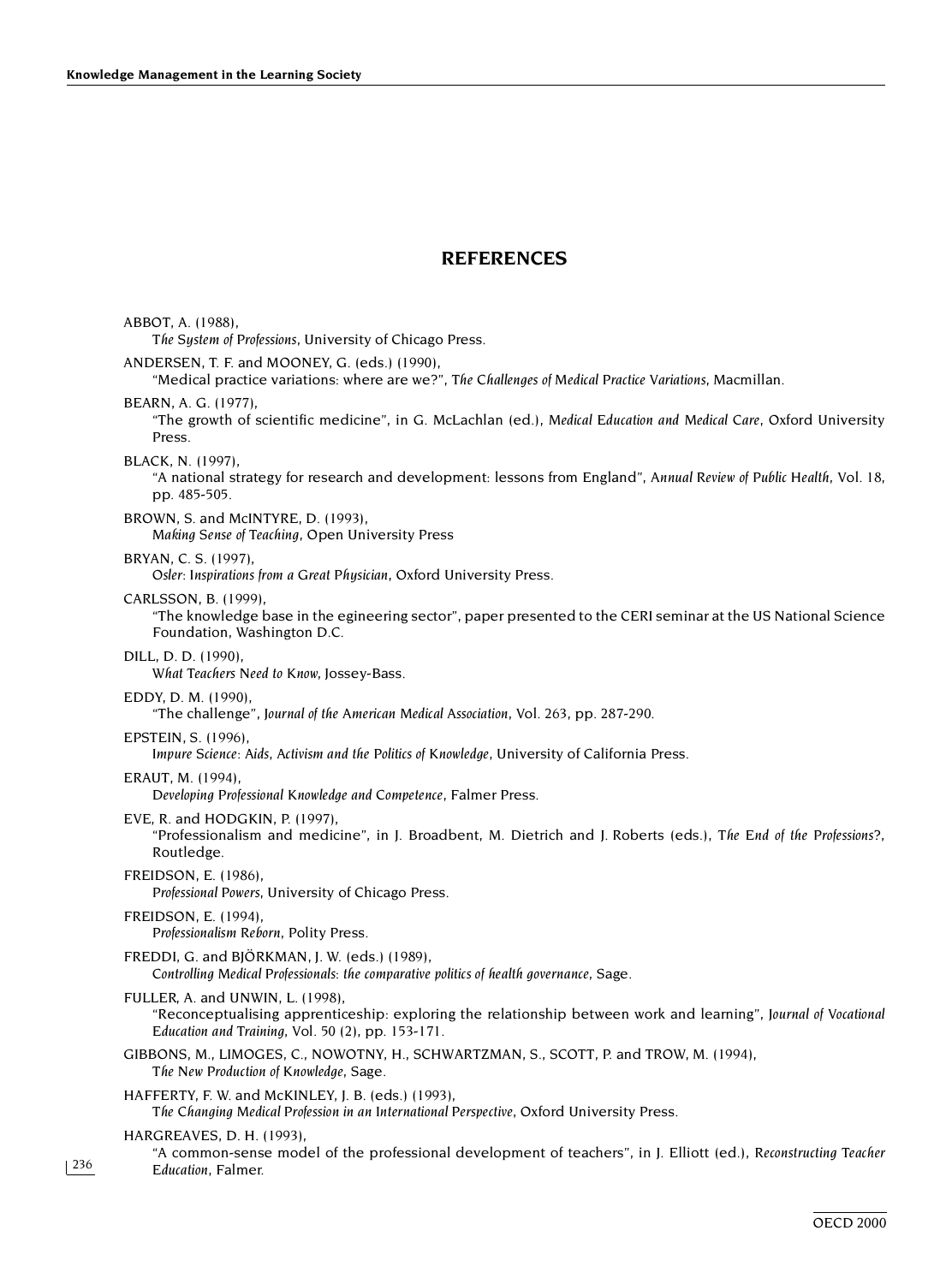## REFERENCES

ABBOT, A. (1988),
*The System of Professions*, University of Chicago Press.

ANDERSEN, T. F. and MOONEY, G. (eds.) (1990),
"Medical practice variations: where are we?", *The Challenges of Medical Practice Variations*, Macmillan.

BEARN, A. G. (1977),
"The growth of scientific medicine", in G. McLachlan (ed.), *Medical Education and Medical Care*, Oxford University Press.

BLACK, N. (1997),
"A national strategy for research and development: lessons from England", *Annual Review of Public Health*, Vol. 18, pp. 485-505.

BROWN, S. and McINTYRE, D. (1993),
*Making Sense of Teaching*, Open University Press

BRYAN, C. S. (1997),
*Osler: Inspirations from a Great Physician*, Oxford University Press.

CARLSSON, B. (1999),
"The knowledge base in the egineering sector", paper presented to the CERI seminar at the US National Science Foundation, Washington D.C.

DILL, D. D. (1990),
*What Teachers Need to Know*, Jossey-Bass.

EDDY, D. M. (1990),
"The challenge", *Journal of the American Medical Association*, Vol. 263, pp. 287-290.

EPSTEIN, S. (1996),
*Impure Science: Aids, Activism and the Politics of Knowledge*, University of California Press.

ERAUT, M. (1994),
*Developing Professional Knowledge and Competence*, Falmer Press.

EVE, R. and HODGKIN, P. (1997),
"Professionalism and medicine", in J. Broadbent, M. Dietrich and J. Roberts (eds.), *The End of the Professions?*, Routledge.

FREIDSON, E. (1986),
*Professional Powers*, University of Chicago Press.

FREIDSON, E. (1994),
*Professionalism Reborn*, Polity Press.

FREDDI, G. and BJÖRKMAN, J. W. (eds.) (1989),
*Controlling Medical Professionals: the comparative politics of health governance*, Sage.

FULLER, A. and UNWIN, L. (1998),
"Reconceptualising apprenticeship: exploring the relationship between work and learning", *Journal of Vocational Education and Training*, Vol. 50 (2), pp. 153-171.

GIBBONS, M., LIMOGES, C., NOWOTNY, H., SCHWARTZMAN, S., SCOTT, P. and TROW, M. (1994),
*The New Production of Knowledge*, Sage.

HAFFERTY, F. W. and McKINLEY, J. B. (eds.) (1993),
*The Changing Medical Profession in an International Perspective*, Oxford University Press.

HARGREAVES, D. H. (1993),
"A common-sense model of the professional development of teachers", in J. Elliott (ed.), *Reconstructing Teacher Education*, Falmer.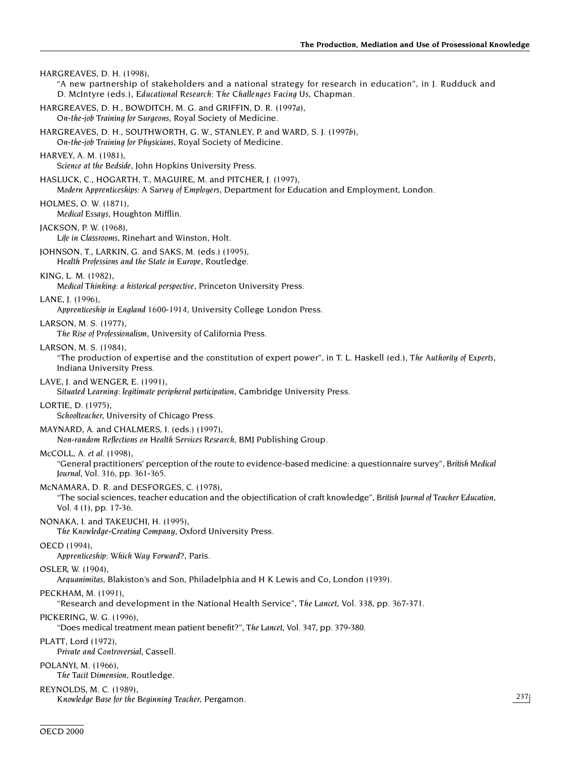HARGREAVES, D. H. (1998),
"A new partnership of stakeholders and a national strategy for research in education", in J. Rudduck and D. McIntyre (eds.), *Educational Research: The Challenges Facing Us*, Chapman.

HARGREAVES, D. H., BOWDITCH, M. G. and GRIFFIN, D. R. (1997*a*),
*On-the-job Training for Surgeons*, Royal Society of Medicine.

HARGREAVES, D. H., SOUTHWORTH, G. W., STANLEY, P. and WARD, S. J. (1997*b*),
*On-the-job Training for Physicians*, Royal Society of Medicine.

HARVEY, A. M. (1981),
*Science at the Bedside*, John Hopkins University Press.

HASLUCK, C., HOGARTH, T., MAGUIRE, M. and PITCHER, J. (1997),
*Modern Apprenticeships: A Survey of Employers*, Department for Education and Employment, London.

HOLMES, O. W. (1871),
*Medical Essays*, Houghton Mifflin.

JACKSON, P. W. (1968),
*Life in Classrooms*, Rinehart and Winston, Holt.

JOHNSON, T., LARKIN, G. and SAKS, M. (eds.) (1995),
*Health Professions and the State in Europe*, Routledge.

KING, L. M. (1982),
*Medical Thinking: a historical perspective*, Princeton University Press.

LANE, J. (1996),
*Apprenticeship in England 1600-1914*, University College London Press.

LARSON, M. S. (1977),
*The Rise of Professionalism*, University of California Press.

LARSON, M. S. (1984),
"The production of expertise and the constitution of expert power", in T. L. Haskell (ed.), *The Authority of Experts*, Indiana University Press.

LAVE, J. and WENGER, E. (1991),
*Situated Learning: legitimate peripheral participation*, Cambridge University Press.

LORTIE, D. (1975),
*Schoolteacher*, University of Chicago Press.

MAYNARD, A. and CHALMERS, I. (eds.) (1997),
*Non-random Reflections on Health Services Research*, BMJ Publishing Group.

McCOLL, A. *et al.* (1998),
"General practitioners' perception of the route to evidence-based medicine: a questionnaire survey", *British Medical Journal*, Vol. 316, pp. 361-365.

McNAMARA, D. R. and DESFORGES, C. (1978),
"The social sciences, teacher education and the objectification of craft knowledge", *British Journal of Teacher Education*, Vol. 4 (1), pp. 17-36.

NONAKA, I. and TAKEUCHI, H. (1995),
*The Knowledge-Creating Company*, Oxford University Press.

OECD (1994),
*Apprenticeship: Which Way Forward?*, Paris.

OSLER, W. (1904),
*Aequanimitas*, Blakiston's and Son, Philadelphia and H K Lewis and Co, London (1939).

PECKHAM, M. (1991),
"Research and development in the National Health Service", *The Lancet*, Vol. 338, pp. 367-371.

PICKERING, W. G. (1996),
"Does medical treatment mean patient benefit?", *The Lancet*, Vol. 347, pp. 379-380.

PLATT, Lord (1972),
*Private and Controversial*, Cassell.

POLANYI, M. (1966),
*The Tacit Dimension*, Routledge.

REYNOLDS, M. C. (1989),
*Knowledge Base for the Beginning Teacher*, Pergamon.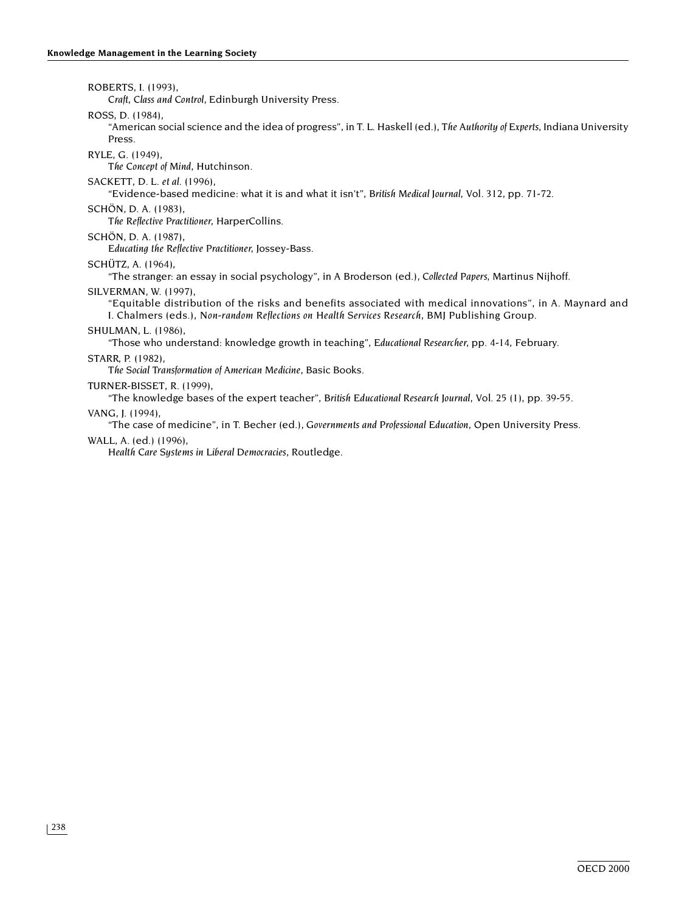ROBERTS, I. (1993),
*Craft, Class and Control*, Edinburgh University Press.

ROSS, D. (1984),
"American social science and the idea of progress", in T. L. Haskell (ed.), *The Authority of Experts*, Indiana University Press.

RYLE, G. (1949),
*The Concept of Mind*, Hutchinson.

SACKETT, D. L. *et al.* (1996),
"Evidence-based medicine: what it is and what it isn't", *British Medical Journal*, Vol. 312, pp. 71-72.

SCHÖN, D. A. (1983),
*The Reflective Practitioner*, HarperCollins.

SCHÖN, D. A. (1987),
*Educating the Reflective Practitioner*, Jossey-Bass.

SCHÜTZ, A. (1964),
"The stranger: an essay in social psychology", in A Broderson (ed.), *Collected Papers*, Martinus Nijhoff.

SILVERMAN, W. (1997),
"Equitable distribution of the risks and benefits associated with medical innovations", in A. Maynard and I. Chalmers (eds.), *Non-random Reflections on Health Services Research*, BMJ Publishing Group.

SHULMAN, L. (1986),
"Those who understand: knowledge growth in teaching", *Educational Researcher*, pp. 4-14, February.

STARR, P. (1982),
*The Social Transformation of American Medicine*, Basic Books.

TURNER-BISSET, R. (1999),
"The knowledge bases of the expert teacher", *British Educational Research Journal*, Vol. 25 (1), pp. 39-55.

VANG, J. (1994),
"The case of medicine", in T. Becher (ed.), *Governments and Professional Education*, Open University Press.

WALL, A. (ed.) (1996),
*Health Care Systems in Liberal Democracies*, Routledge.